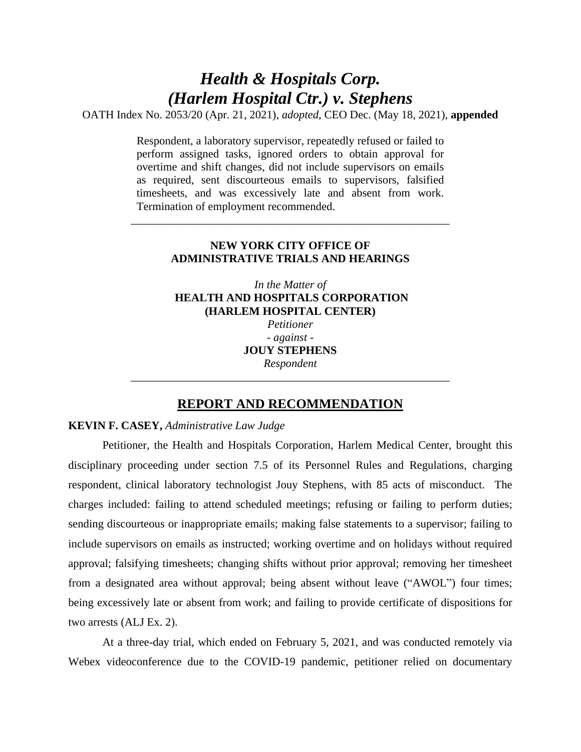# *Health & Hospitals Corp. (Harlem Hospital Ctr.) v. Stephens*

OATH Index No. 2053/20 (Apr. 21, 2021), *adopted*, CEO Dec. (May 18, 2021), **appended**

> Respondent, a laboratory supervisor, repeatedly refused or failed to perform assigned tasks, ignored orders to obtain approval for overtime and shift changes, did not include supervisors on emails as required, sent discourteous emails to supervisors, falsified timesheets, and was excessively late and absent from work. Termination of employment recommended.

---

**NEW YORK CITY OFFICE OF ADMINISTRATIVE TRIALS AND HEARINGS**

*In the Matter of*
**HEALTH AND HOSPITALS CORPORATION (HARLEM HOSPITAL CENTER)**
*Petitioner*
*- against -*
**JOUY STEPHENS**
*Respondent*

---

## REPORT AND RECOMMENDATION

**KEVIN F. CASEY,** *Administrative Law Judge*

Petitioner, the Health and Hospitals Corporation, Harlem Medical Center, brought this disciplinary proceeding under section 7.5 of its Personnel Rules and Regulations, charging respondent, clinical laboratory technologist Jouy Stephens, with 85 acts of misconduct. The charges included: failing to attend scheduled meetings; refusing or failing to perform duties; sending discourteous or inappropriate emails; making false statements to a supervisor; failing to include supervisors on emails as instructed; working overtime and on holidays without required approval; falsifying timesheets; changing shifts without prior approval; removing her timesheet from a designated area without approval; being absent without leave ("AWOL") four times; being excessively late or absent from work; and failing to provide certificate of dispositions for two arrests (ALJ Ex. 2).

At a three-day trial, which ended on February 5, 2021, and was conducted remotely via Webex videoconference due to the COVID-19 pandemic, petitioner relied on documentary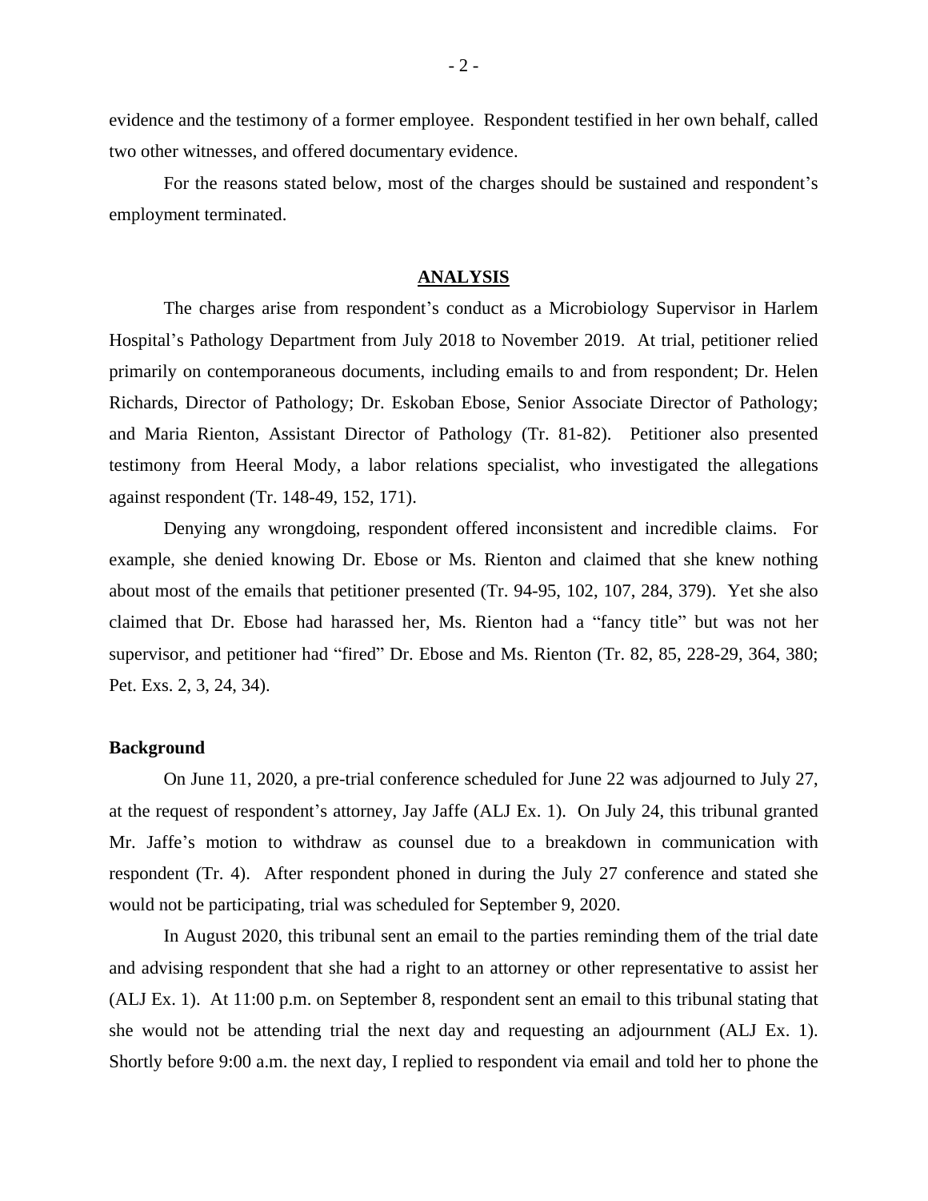evidence and the testimony of a former employee. Respondent testified in her own behalf, called two other witnesses, and offered documentary evidence.

For the reasons stated below, most of the charges should be sustained and respondent's employment terminated.

## ANALYSIS

The charges arise from respondent's conduct as a Microbiology Supervisor in Harlem Hospital's Pathology Department from July 2018 to November 2019. At trial, petitioner relied primarily on contemporaneous documents, including emails to and from respondent; Dr. Helen Richards, Director of Pathology; Dr. Eskoban Ebose, Senior Associate Director of Pathology; and Maria Rienton, Assistant Director of Pathology (Tr. 81-82). Petitioner also presented testimony from Heeral Mody, a labor relations specialist, who investigated the allegations against respondent (Tr. 148-49, 152, 171).

Denying any wrongdoing, respondent offered inconsistent and incredible claims. For example, she denied knowing Dr. Ebose or Ms. Rienton and claimed that she knew nothing about most of the emails that petitioner presented (Tr. 94-95, 102, 107, 284, 379). Yet she also claimed that Dr. Ebose had harassed her, Ms. Rienton had a "fancy title" but was not her supervisor, and petitioner had "fired" Dr. Ebose and Ms. Rienton (Tr. 82, 85, 228-29, 364, 380; Pet. Exs. 2, 3, 24, 34).

### Background

On June 11, 2020, a pre-trial conference scheduled for June 22 was adjourned to July 27, at the request of respondent's attorney, Jay Jaffe (ALJ Ex. 1). On July 24, this tribunal granted Mr. Jaffe's motion to withdraw as counsel due to a breakdown in communication with respondent (Tr. 4). After respondent phoned in during the July 27 conference and stated she would not be participating, trial was scheduled for September 9, 2020.

In August 2020, this tribunal sent an email to the parties reminding them of the trial date and advising respondent that she had a right to an attorney or other representative to assist her (ALJ Ex. 1). At 11:00 p.m. on September 8, respondent sent an email to this tribunal stating that she would not be attending trial the next day and requesting an adjournment (ALJ Ex. 1). Shortly before 9:00 a.m. the next day, I replied to respondent via email and told her to phone the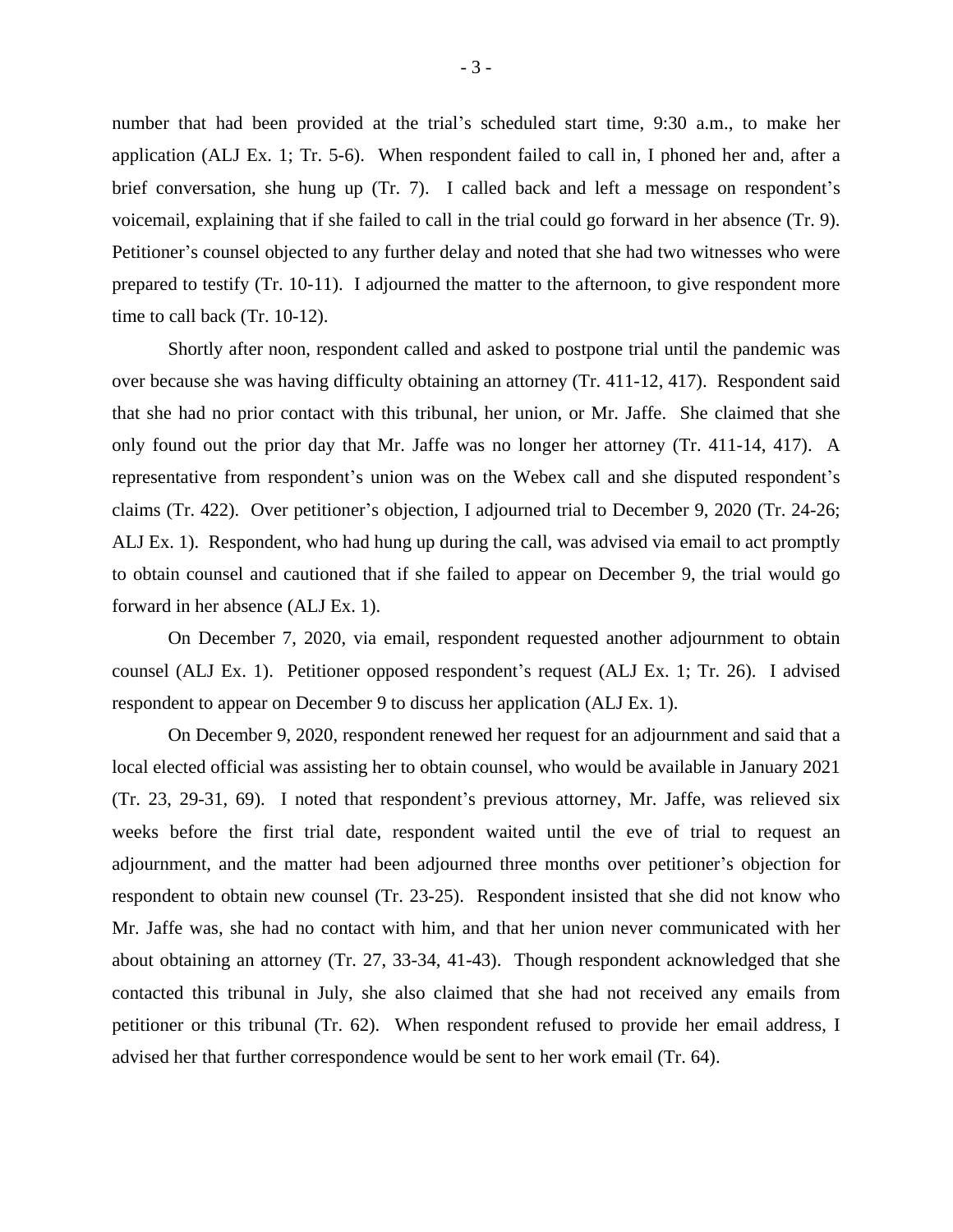number that had been provided at the trial's scheduled start time, 9:30 a.m., to make her application (ALJ Ex. 1; Tr. 5-6). When respondent failed to call in, I phoned her and, after a brief conversation, she hung up (Tr. 7). I called back and left a message on respondent's voicemail, explaining that if she failed to call in the trial could go forward in her absence (Tr. 9). Petitioner's counsel objected to any further delay and noted that she had two witnesses who were prepared to testify (Tr. 10-11). I adjourned the matter to the afternoon, to give respondent more time to call back (Tr. 10-12).

Shortly after noon, respondent called and asked to postpone trial until the pandemic was over because she was having difficulty obtaining an attorney (Tr. 411-12, 417). Respondent said that she had no prior contact with this tribunal, her union, or Mr. Jaffe. She claimed that she only found out the prior day that Mr. Jaffe was no longer her attorney (Tr. 411-14, 417). A representative from respondent's union was on the Webex call and she disputed respondent's claims (Tr. 422). Over petitioner's objection, I adjourned trial to December 9, 2020 (Tr. 24-26; ALJ Ex. 1). Respondent, who had hung up during the call, was advised via email to act promptly to obtain counsel and cautioned that if she failed to appear on December 9, the trial would go forward in her absence (ALJ Ex. 1).

On December 7, 2020, via email, respondent requested another adjournment to obtain counsel (ALJ Ex. 1). Petitioner opposed respondent's request (ALJ Ex. 1; Tr. 26). I advised respondent to appear on December 9 to discuss her application (ALJ Ex. 1).

On December 9, 2020, respondent renewed her request for an adjournment and said that a local elected official was assisting her to obtain counsel, who would be available in January 2021 (Tr. 23, 29-31, 69). I noted that respondent's previous attorney, Mr. Jaffe, was relieved six weeks before the first trial date, respondent waited until the eve of trial to request an adjournment, and the matter had been adjourned three months over petitioner's objection for respondent to obtain new counsel (Tr. 23-25). Respondent insisted that she did not know who Mr. Jaffe was, she had no contact with him, and that her union never communicated with her about obtaining an attorney (Tr. 27, 33-34, 41-43). Though respondent acknowledged that she contacted this tribunal in July, she also claimed that she had not received any emails from petitioner or this tribunal (Tr. 62). When respondent refused to provide her email address, I advised her that further correspondence would be sent to her work email (Tr. 64).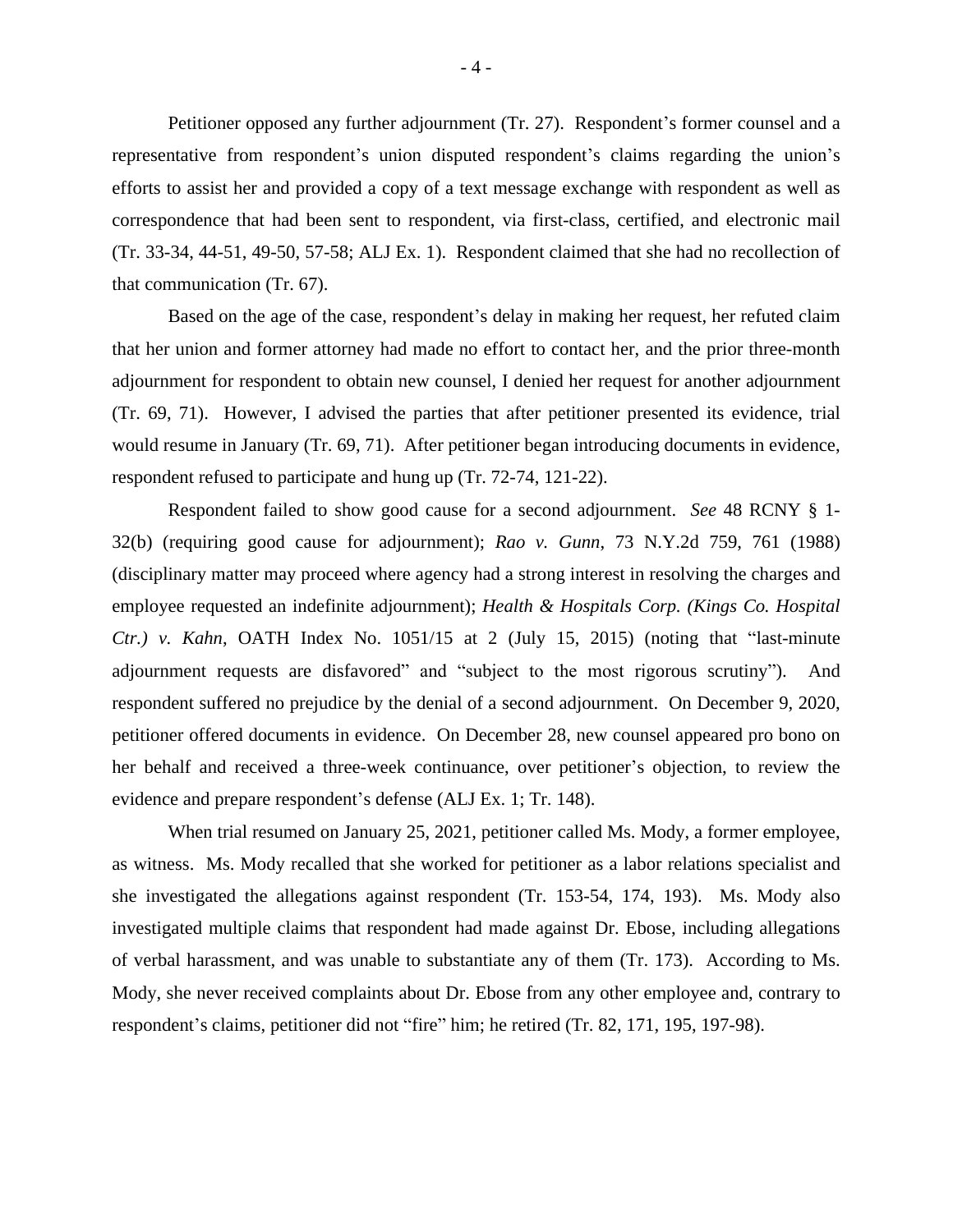Petitioner opposed any further adjournment (Tr. 27). Respondent's former counsel and a representative from respondent's union disputed respondent's claims regarding the union's efforts to assist her and provided a copy of a text message exchange with respondent as well as correspondence that had been sent to respondent, via first-class, certified, and electronic mail (Tr. 33-34, 44-51, 49-50, 57-58; ALJ Ex. 1). Respondent claimed that she had no recollection of that communication (Tr. 67).

Based on the age of the case, respondent's delay in making her request, her refuted claim that her union and former attorney had made no effort to contact her, and the prior three-month adjournment for respondent to obtain new counsel, I denied her request for another adjournment (Tr. 69, 71). However, I advised the parties that after petitioner presented its evidence, trial would resume in January (Tr. 69, 71). After petitioner began introducing documents in evidence, respondent refused to participate and hung up (Tr. 72-74, 121-22).

Respondent failed to show good cause for a second adjournment. *See* 48 RCNY § 1-32(b) (requiring good cause for adjournment); *Rao v. Gunn*, 73 N.Y.2d 759, 761 (1988) (disciplinary matter may proceed where agency had a strong interest in resolving the charges and employee requested an indefinite adjournment); *Health & Hospitals Corp. (Kings Co. Hospital Ctr.) v. Kahn*, OATH Index No. 1051/15 at 2 (July 15, 2015) (noting that "last-minute adjournment requests are disfavored" and "subject to the most rigorous scrutiny"). And respondent suffered no prejudice by the denial of a second adjournment. On December 9, 2020, petitioner offered documents in evidence. On December 28, new counsel appeared pro bono on her behalf and received a three-week continuance, over petitioner's objection, to review the evidence and prepare respondent's defense (ALJ Ex. 1; Tr. 148).

When trial resumed on January 25, 2021, petitioner called Ms. Mody, a former employee, as witness. Ms. Mody recalled that she worked for petitioner as a labor relations specialist and she investigated the allegations against respondent (Tr. 153-54, 174, 193). Ms. Mody also investigated multiple claims that respondent had made against Dr. Ebose, including allegations of verbal harassment, and was unable to substantiate any of them (Tr. 173). According to Ms. Mody, she never received complaints about Dr. Ebose from any other employee and, contrary to respondent's claims, petitioner did not "fire" him; he retired (Tr. 82, 171, 195, 197-98).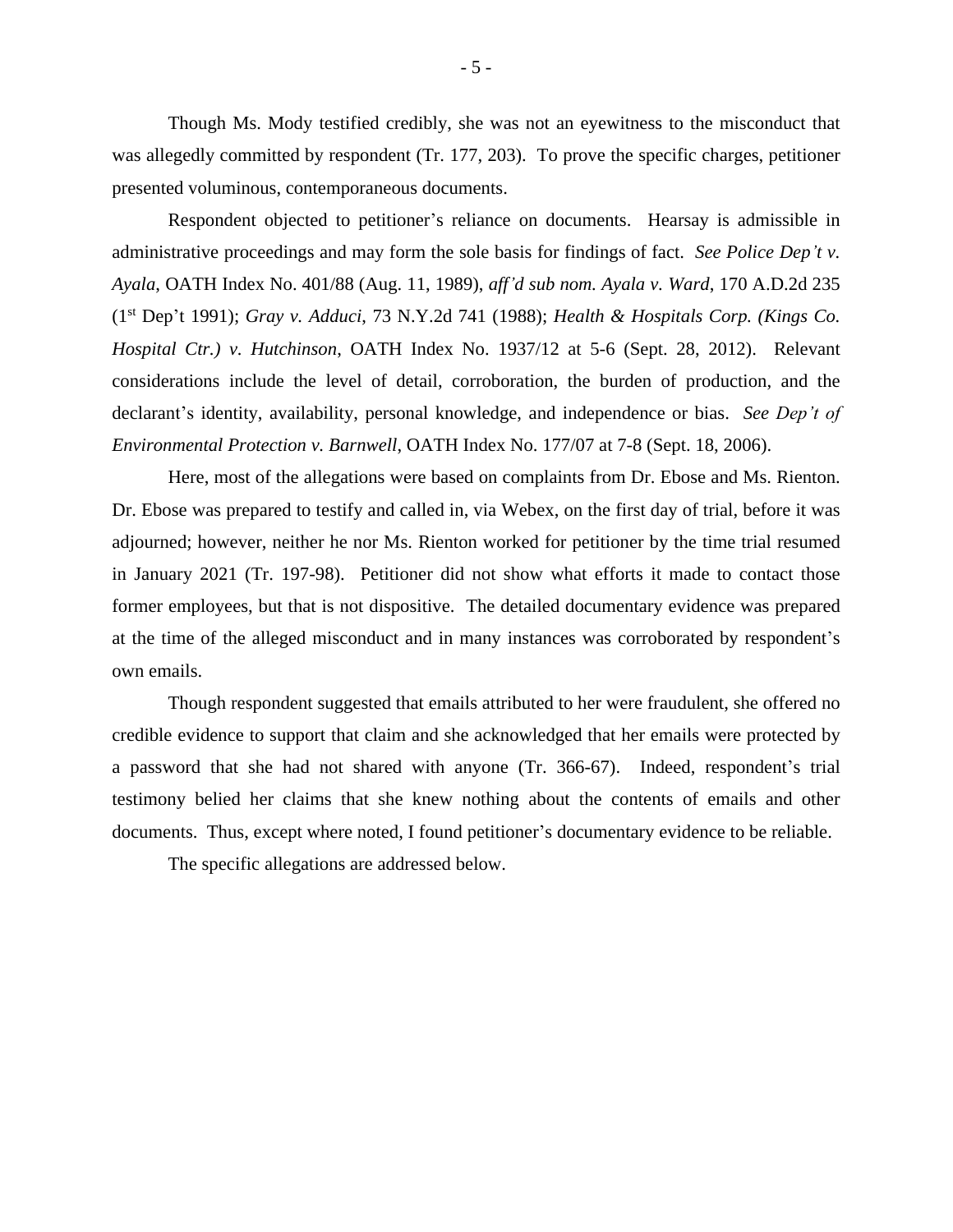Though Ms. Mody testified credibly, she was not an eyewitness to the misconduct that was allegedly committed by respondent (Tr. 177, 203). To prove the specific charges, petitioner presented voluminous, contemporaneous documents.

Respondent objected to petitioner's reliance on documents. Hearsay is admissible in administrative proceedings and may form the sole basis for findings of fact. *See Police Dep't v. Ayala*, OATH Index No. 401/88 (Aug. 11, 1989), *aff'd sub nom. Ayala v. Ward*, 170 A.D.2d 235 (1st Dep't 1991); *Gray v. Adduci*, 73 N.Y.2d 741 (1988); *Health & Hospitals Corp. (Kings Co. Hospital Ctr.) v. Hutchinson*, OATH Index No. 1937/12 at 5-6 (Sept. 28, 2012). Relevant considerations include the level of detail, corroboration, the burden of production, and the declarant's identity, availability, personal knowledge, and independence or bias. *See Dep't of Environmental Protection v. Barnwell*, OATH Index No. 177/07 at 7-8 (Sept. 18, 2006).

Here, most of the allegations were based on complaints from Dr. Ebose and Ms. Rienton. Dr. Ebose was prepared to testify and called in, via Webex, on the first day of trial, before it was adjourned; however, neither he nor Ms. Rienton worked for petitioner by the time trial resumed in January 2021 (Tr. 197-98). Petitioner did not show what efforts it made to contact those former employees, but that is not dispositive. The detailed documentary evidence was prepared at the time of the alleged misconduct and in many instances was corroborated by respondent's own emails.

Though respondent suggested that emails attributed to her were fraudulent, she offered no credible evidence to support that claim and she acknowledged that her emails were protected by a password that she had not shared with anyone (Tr. 366-67). Indeed, respondent's trial testimony belied her claims that she knew nothing about the contents of emails and other documents. Thus, except where noted, I found petitioner's documentary evidence to be reliable.

The specific allegations are addressed below.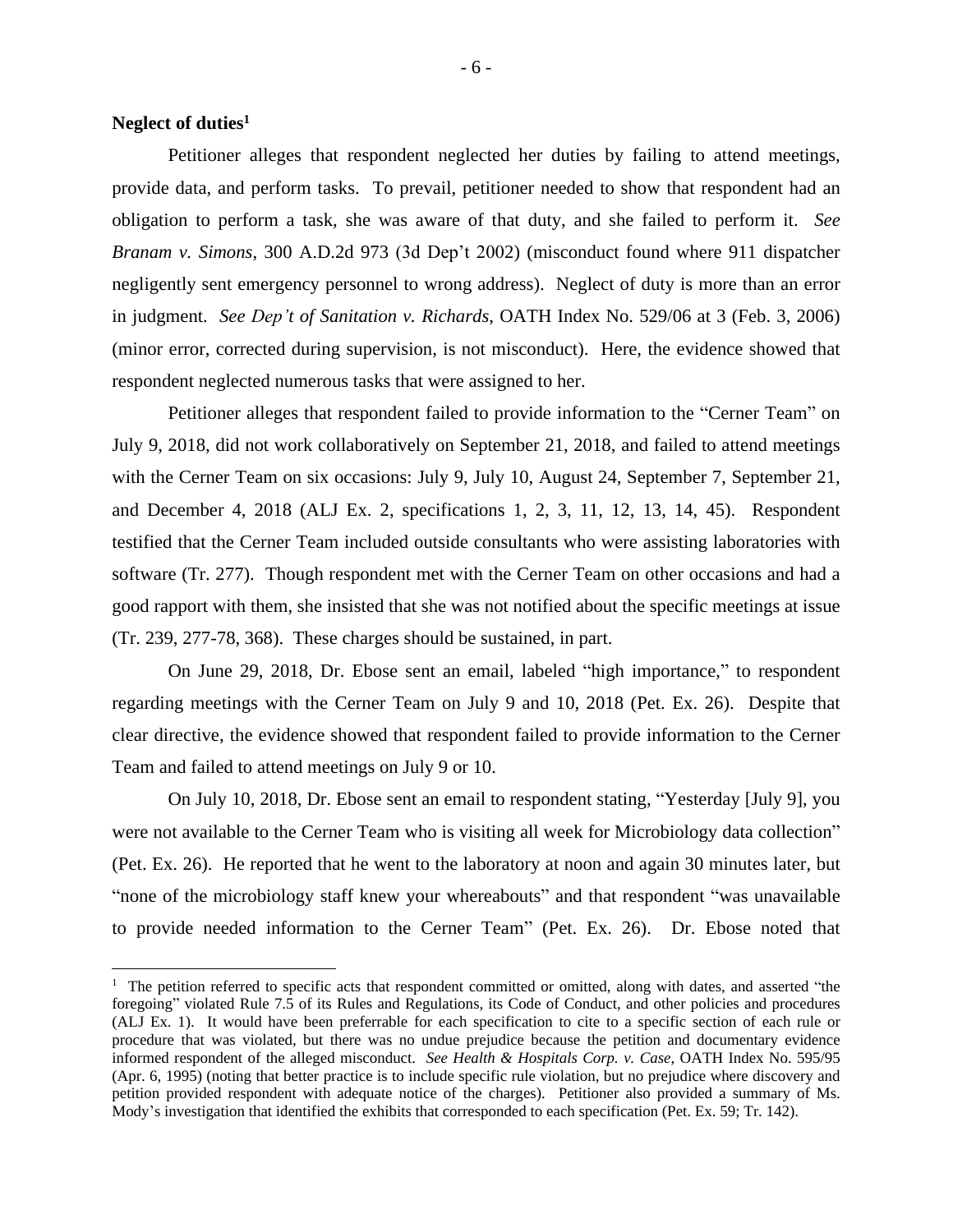**Neglect of duties**[1]

Petitioner alleges that respondent neglected her duties by failing to attend meetings, provide data, and perform tasks. To prevail, petitioner needed to show that respondent had an obligation to perform a task, she was aware of that duty, and she failed to perform it. *See Branam v. Simons*, 300 A.D.2d 973 (3d Dep't 2002) (misconduct found where 911 dispatcher negligently sent emergency personnel to wrong address). Neglect of duty is more than an error in judgment. *See Dep't of Sanitation v. Richards,* OATH Index No. 529/06 at 3 (Feb. 3, 2006) (minor error, corrected during supervision, is not misconduct). Here, the evidence showed that respondent neglected numerous tasks that were assigned to her.

Petitioner alleges that respondent failed to provide information to the "Cerner Team" on July 9, 2018, did not work collaboratively on September 21, 2018, and failed to attend meetings with the Cerner Team on six occasions: July 9, July 10, August 24, September 7, September 21, and December 4, 2018 (ALJ Ex. 2, specifications 1, 2, 3, 11, 12, 13, 14, 45). Respondent testified that the Cerner Team included outside consultants who were assisting laboratories with software (Tr. 277). Though respondent met with the Cerner Team on other occasions and had a good rapport with them, she insisted that she was not notified about the specific meetings at issue (Tr. 239, 277-78, 368). These charges should be sustained, in part.

On June 29, 2018, Dr. Ebose sent an email, labeled "high importance," to respondent regarding meetings with the Cerner Team on July 9 and 10, 2018 (Pet. Ex. 26). Despite that clear directive, the evidence showed that respondent failed to provide information to the Cerner Team and failed to attend meetings on July 9 or 10.

On July 10, 2018, Dr. Ebose sent an email to respondent stating, "Yesterday [July 9], you were not available to the Cerner Team who is visiting all week for Microbiology data collection" (Pet. Ex. 26). He reported that he went to the laboratory at noon and again 30 minutes later, but "none of the microbiology staff knew your whereabouts" and that respondent "was unavailable to provide needed information to the Cerner Team" (Pet. Ex. 26). Dr. Ebose noted that

---

[1] The petition referred to specific acts that respondent committed or omitted, along with dates, and asserted "the foregoing" violated Rule 7.5 of its Rules and Regulations, its Code of Conduct, and other policies and procedures (ALJ Ex. 1). It would have been preferrable for each specification to cite to a specific section of each rule or procedure that was violated, but there was no undue prejudice because the petition and documentary evidence informed respondent of the alleged misconduct. *See Health & Hospitals Corp. v. Case,* OATH Index No. 595/95 (Apr. 6, 1995) (noting that better practice is to include specific rule violation, but no prejudice where discovery and petition provided respondent with adequate notice of the charges). Petitioner also provided a summary of Ms. Mody's investigation that identified the exhibits that corresponded to each specification (Pet. Ex. 59; Tr. 142).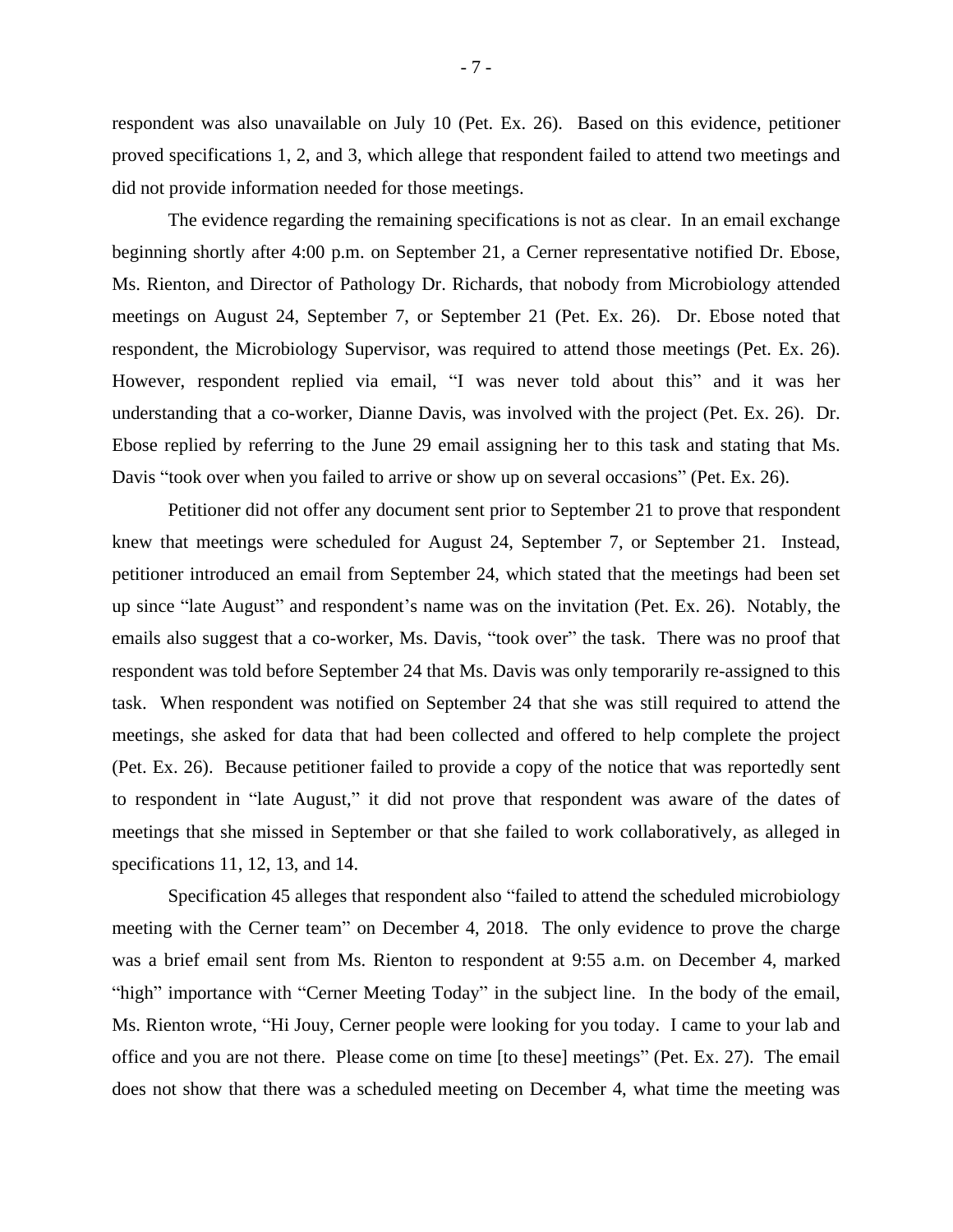respondent was also unavailable on July 10 (Pet. Ex. 26). Based on this evidence, petitioner proved specifications 1, 2, and 3, which allege that respondent failed to attend two meetings and did not provide information needed for those meetings.

The evidence regarding the remaining specifications is not as clear. In an email exchange beginning shortly after 4:00 p.m. on September 21, a Cerner representative notified Dr. Ebose, Ms. Rienton, and Director of Pathology Dr. Richards, that nobody from Microbiology attended meetings on August 24, September 7, or September 21 (Pet. Ex. 26). Dr. Ebose noted that respondent, the Microbiology Supervisor, was required to attend those meetings (Pet. Ex. 26). However, respondent replied via email, "I was never told about this" and it was her understanding that a co-worker, Dianne Davis, was involved with the project (Pet. Ex. 26). Dr. Ebose replied by referring to the June 29 email assigning her to this task and stating that Ms. Davis "took over when you failed to arrive or show up on several occasions" (Pet. Ex. 26).

Petitioner did not offer any document sent prior to September 21 to prove that respondent knew that meetings were scheduled for August 24, September 7, or September 21. Instead, petitioner introduced an email from September 24, which stated that the meetings had been set up since "late August" and respondent's name was on the invitation (Pet. Ex. 26). Notably, the emails also suggest that a co-worker, Ms. Davis, "took over" the task. There was no proof that respondent was told before September 24 that Ms. Davis was only temporarily re-assigned to this task. When respondent was notified on September 24 that she was still required to attend the meetings, she asked for data that had been collected and offered to help complete the project (Pet. Ex. 26). Because petitioner failed to provide a copy of the notice that was reportedly sent to respondent in "late August," it did not prove that respondent was aware of the dates of meetings that she missed in September or that she failed to work collaboratively, as alleged in specifications 11, 12, 13, and 14.

Specification 45 alleges that respondent also "failed to attend the scheduled microbiology meeting with the Cerner team" on December 4, 2018. The only evidence to prove the charge was a brief email sent from Ms. Rienton to respondent at 9:55 a.m. on December 4, marked "high" importance with "Cerner Meeting Today" in the subject line. In the body of the email, Ms. Rienton wrote, "Hi Jouy, Cerner people were looking for you today. I came to your lab and office and you are not there. Please come on time [to these] meetings" (Pet. Ex. 27). The email does not show that there was a scheduled meeting on December 4, what time the meeting was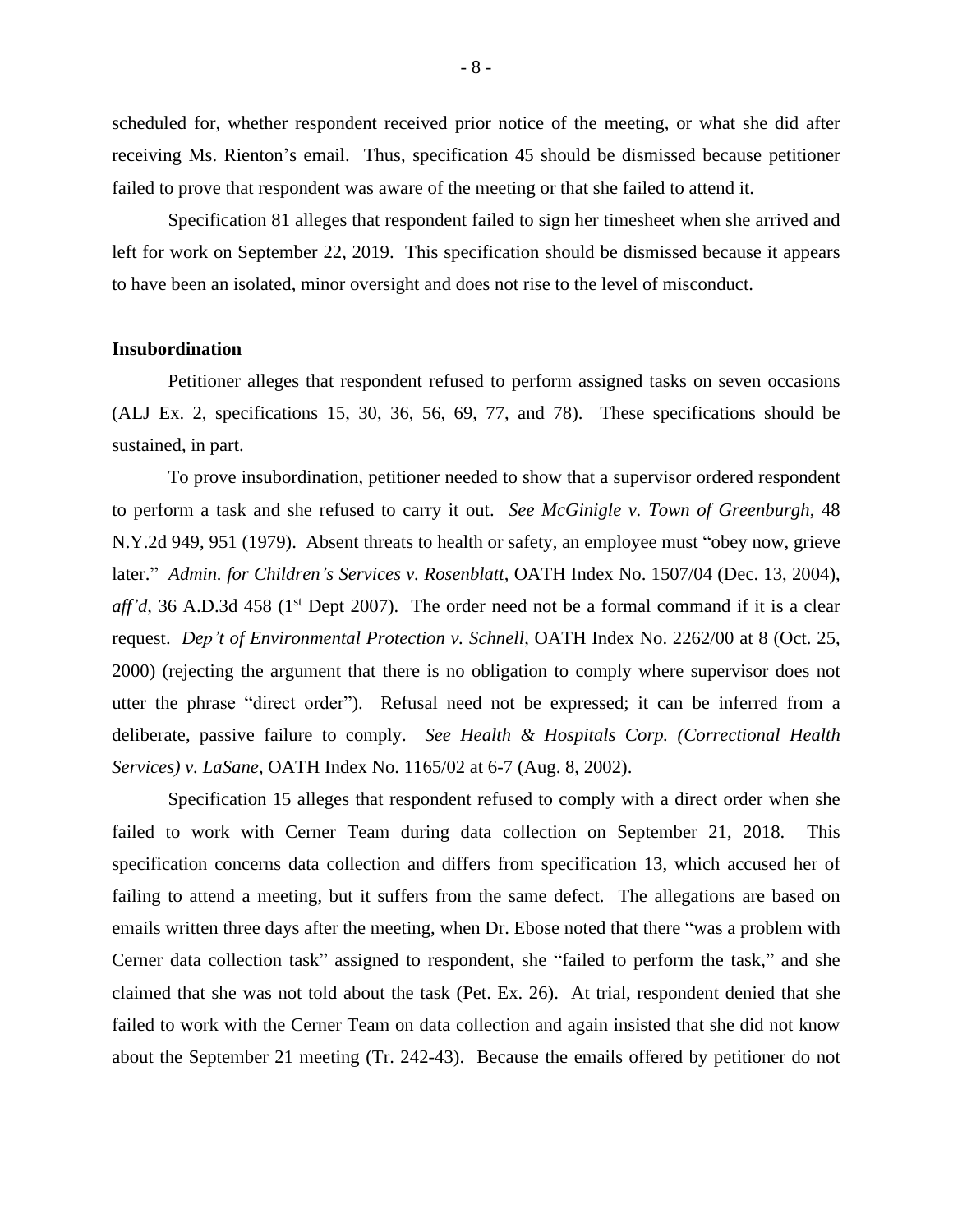scheduled for, whether respondent received prior notice of the meeting, or what she did after receiving Ms. Rienton's email. Thus, specification 45 should be dismissed because petitioner failed to prove that respondent was aware of the meeting or that she failed to attend it.

Specification 81 alleges that respondent failed to sign her timesheet when she arrived and left for work on September 22, 2019. This specification should be dismissed because it appears to have been an isolated, minor oversight and does not rise to the level of misconduct.

**Insubordination**

Petitioner alleges that respondent refused to perform assigned tasks on seven occasions (ALJ Ex. 2, specifications 15, 30, 36, 56, 69, 77, and 78). These specifications should be sustained, in part.

To prove insubordination, petitioner needed to show that a supervisor ordered respondent to perform a task and she refused to carry it out. *See McGinigle v. Town of Greenburgh*, 48 N.Y.2d 949, 951 (1979). Absent threats to health or safety, an employee must "obey now, grieve later." *Admin. for Children's Services v. Rosenblatt,* OATH Index No. 1507/04 (Dec. 13, 2004), *aff'd,* 36 A.D.3d 458 (1st Dept 2007). The order need not be a formal command if it is a clear request. *Dep't of Environmental Protection v. Schnell*, OATH Index No. 2262/00 at 8 (Oct. 25, 2000) (rejecting the argument that there is no obligation to comply where supervisor does not utter the phrase "direct order"). Refusal need not be expressed; it can be inferred from a deliberate, passive failure to comply. *See Health & Hospitals Corp. (Correctional Health Services) v. LaSane*, OATH Index No. 1165/02 at 6-7 (Aug. 8, 2002).

Specification 15 alleges that respondent refused to comply with a direct order when she failed to work with Cerner Team during data collection on September 21, 2018. This specification concerns data collection and differs from specification 13, which accused her of failing to attend a meeting, but it suffers from the same defect. The allegations are based on emails written three days after the meeting, when Dr. Ebose noted that there "was a problem with Cerner data collection task" assigned to respondent, she "failed to perform the task," and she claimed that she was not told about the task (Pet. Ex. 26). At trial, respondent denied that she failed to work with the Cerner Team on data collection and again insisted that she did not know about the September 21 meeting (Tr. 242-43). Because the emails offered by petitioner do not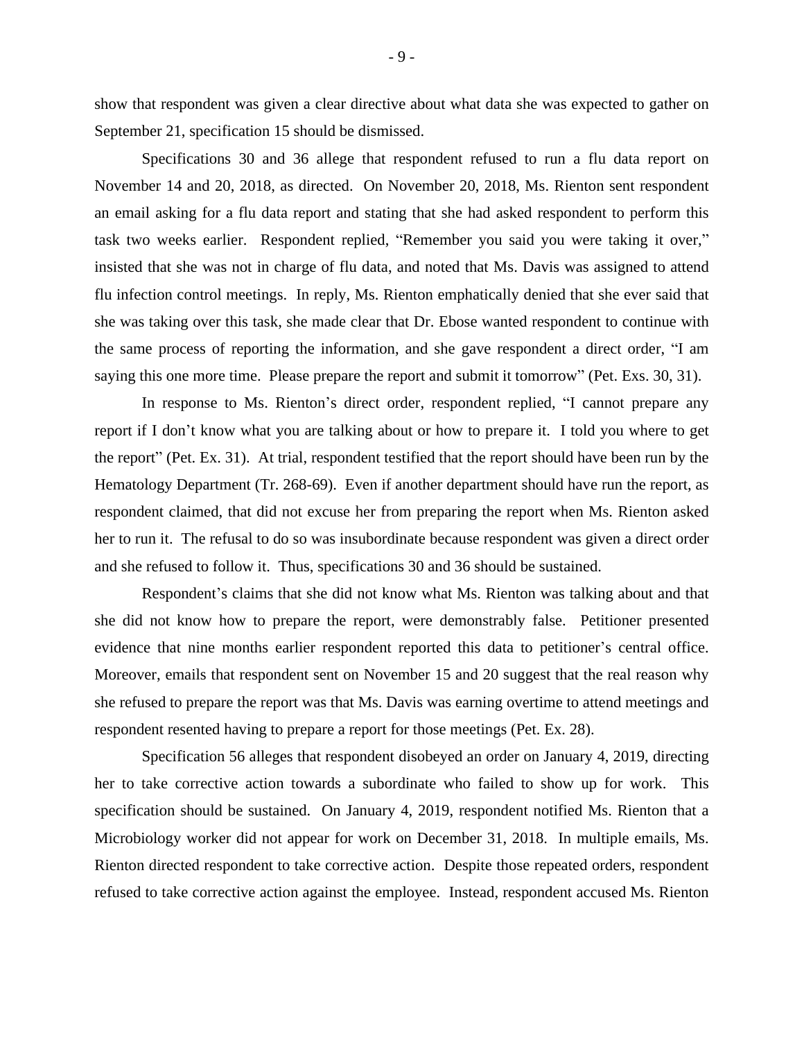show that respondent was given a clear directive about what data she was expected to gather on September 21, specification 15 should be dismissed.

Specifications 30 and 36 allege that respondent refused to run a flu data report on November 14 and 20, 2018, as directed. On November 20, 2018, Ms. Rienton sent respondent an email asking for a flu data report and stating that she had asked respondent to perform this task two weeks earlier. Respondent replied, "Remember you said you were taking it over," insisted that she was not in charge of flu data, and noted that Ms. Davis was assigned to attend flu infection control meetings. In reply, Ms. Rienton emphatically denied that she ever said that she was taking over this task, she made clear that Dr. Ebose wanted respondent to continue with the same process of reporting the information, and she gave respondent a direct order, "I am saying this one more time. Please prepare the report and submit it tomorrow" (Pet. Exs. 30, 31).

In response to Ms. Rienton's direct order, respondent replied, "I cannot prepare any report if I don't know what you are talking about or how to prepare it. I told you where to get the report" (Pet. Ex. 31). At trial, respondent testified that the report should have been run by the Hematology Department (Tr. 268-69). Even if another department should have run the report, as respondent claimed, that did not excuse her from preparing the report when Ms. Rienton asked her to run it. The refusal to do so was insubordinate because respondent was given a direct order and she refused to follow it. Thus, specifications 30 and 36 should be sustained.

Respondent's claims that she did not know what Ms. Rienton was talking about and that she did not know how to prepare the report, were demonstrably false. Petitioner presented evidence that nine months earlier respondent reported this data to petitioner's central office. Moreover, emails that respondent sent on November 15 and 20 suggest that the real reason why she refused to prepare the report was that Ms. Davis was earning overtime to attend meetings and respondent resented having to prepare a report for those meetings (Pet. Ex. 28).

Specification 56 alleges that respondent disobeyed an order on January 4, 2019, directing her to take corrective action towards a subordinate who failed to show up for work. This specification should be sustained. On January 4, 2019, respondent notified Ms. Rienton that a Microbiology worker did not appear for work on December 31, 2018. In multiple emails, Ms. Rienton directed respondent to take corrective action. Despite those repeated orders, respondent refused to take corrective action against the employee. Instead, respondent accused Ms. Rienton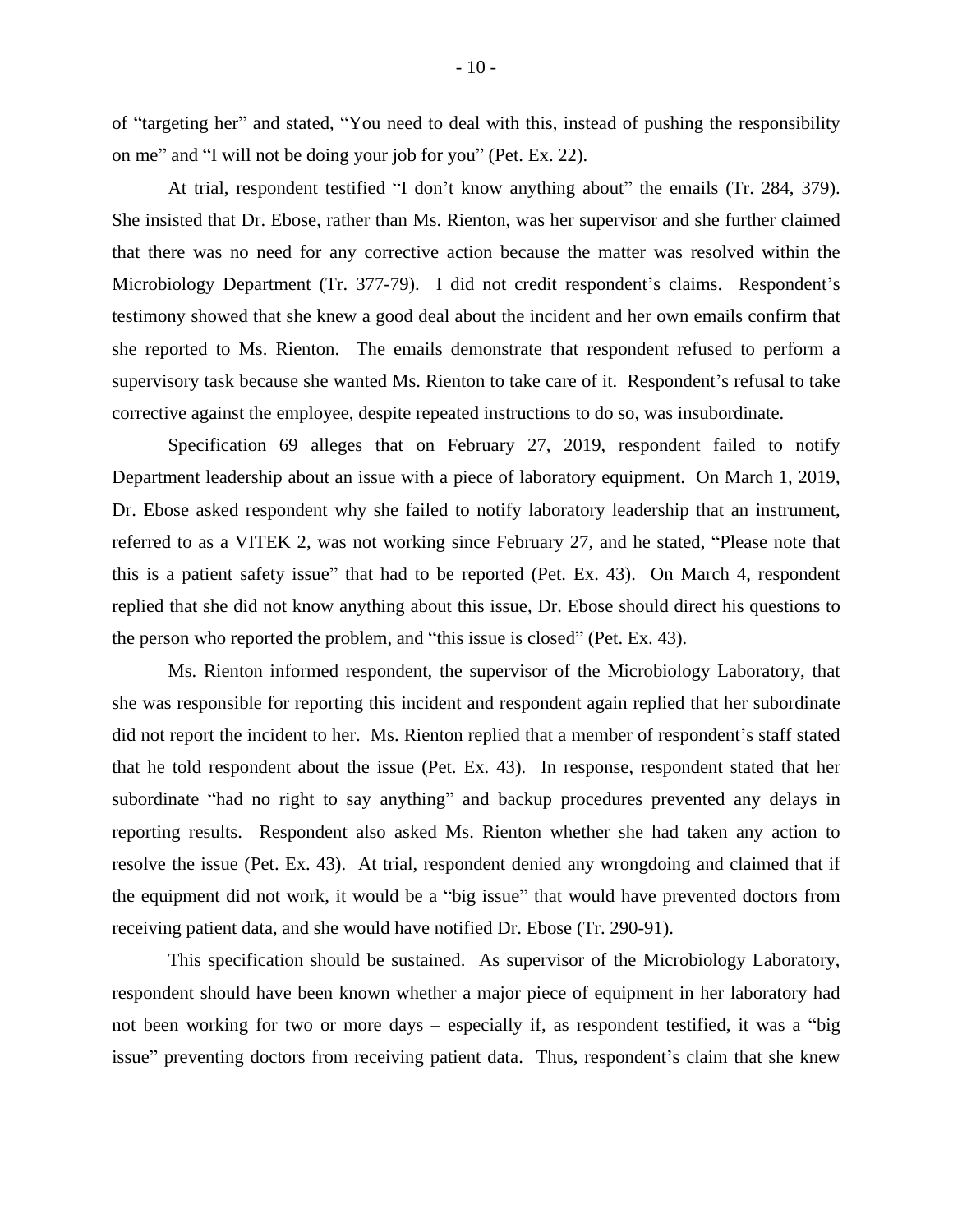of "targeting her" and stated, "You need to deal with this, instead of pushing the responsibility on me" and "I will not be doing your job for you" (Pet. Ex. 22).

At trial, respondent testified "I don't know anything about" the emails (Tr. 284, 379). She insisted that Dr. Ebose, rather than Ms. Rienton, was her supervisor and she further claimed that there was no need for any corrective action because the matter was resolved within the Microbiology Department (Tr. 377-79). I did not credit respondent's claims. Respondent's testimony showed that she knew a good deal about the incident and her own emails confirm that she reported to Ms. Rienton. The emails demonstrate that respondent refused to perform a supervisory task because she wanted Ms. Rienton to take care of it. Respondent's refusal to take corrective against the employee, despite repeated instructions to do so, was insubordinate.

Specification 69 alleges that on February 27, 2019, respondent failed to notify Department leadership about an issue with a piece of laboratory equipment. On March 1, 2019, Dr. Ebose asked respondent why she failed to notify laboratory leadership that an instrument, referred to as a VITEK 2, was not working since February 27, and he stated, "Please note that this is a patient safety issue" that had to be reported (Pet. Ex. 43). On March 4, respondent replied that she did not know anything about this issue, Dr. Ebose should direct his questions to the person who reported the problem, and "this issue is closed" (Pet. Ex. 43).

Ms. Rienton informed respondent, the supervisor of the Microbiology Laboratory, that she was responsible for reporting this incident and respondent again replied that her subordinate did not report the incident to her. Ms. Rienton replied that a member of respondent's staff stated that he told respondent about the issue (Pet. Ex. 43). In response, respondent stated that her subordinate "had no right to say anything" and backup procedures prevented any delays in reporting results. Respondent also asked Ms. Rienton whether she had taken any action to resolve the issue (Pet. Ex. 43). At trial, respondent denied any wrongdoing and claimed that if the equipment did not work, it would be a "big issue" that would have prevented doctors from receiving patient data, and she would have notified Dr. Ebose (Tr. 290-91).

This specification should be sustained. As supervisor of the Microbiology Laboratory, respondent should have been known whether a major piece of equipment in her laboratory had not been working for two or more days – especially if, as respondent testified, it was a "big issue" preventing doctors from receiving patient data. Thus, respondent's claim that she knew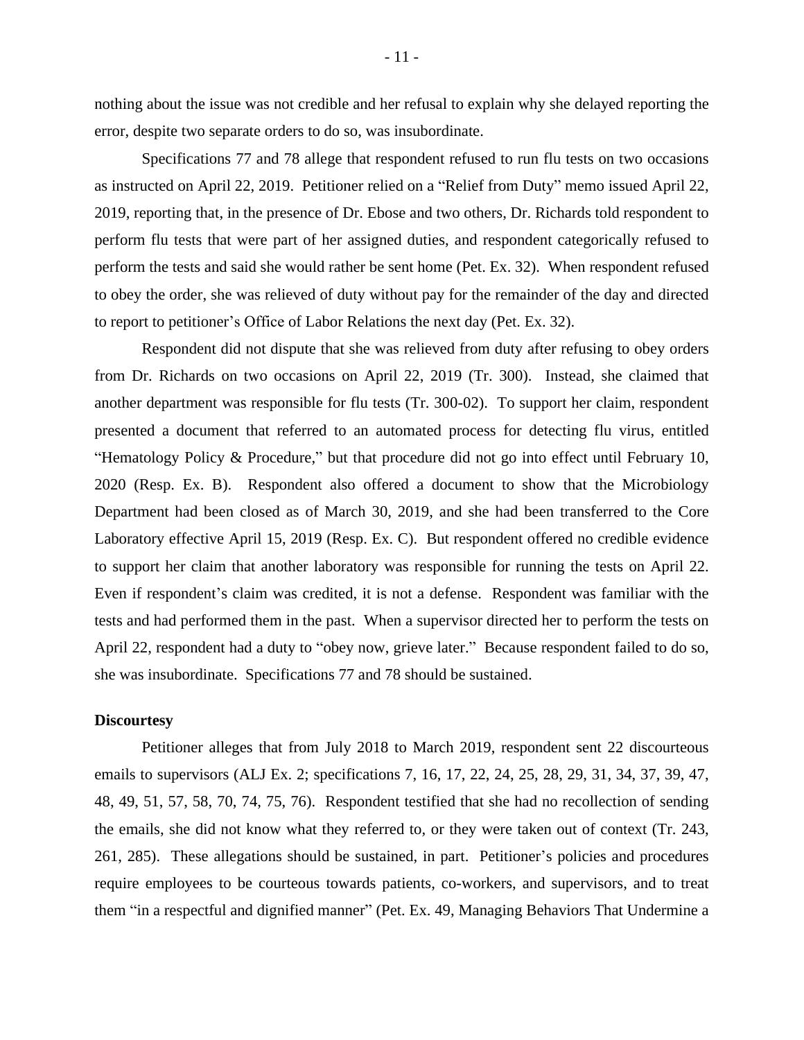nothing about the issue was not credible and her refusal to explain why she delayed reporting the error, despite two separate orders to do so, was insubordinate.

Specifications 77 and 78 allege that respondent refused to run flu tests on two occasions as instructed on April 22, 2019. Petitioner relied on a "Relief from Duty" memo issued April 22, 2019, reporting that, in the presence of Dr. Ebose and two others, Dr. Richards told respondent to perform flu tests that were part of her assigned duties, and respondent categorically refused to perform the tests and said she would rather be sent home (Pet. Ex. 32). When respondent refused to obey the order, she was relieved of duty without pay for the remainder of the day and directed to report to petitioner's Office of Labor Relations the next day (Pet. Ex. 32).

Respondent did not dispute that she was relieved from duty after refusing to obey orders from Dr. Richards on two occasions on April 22, 2019 (Tr. 300). Instead, she claimed that another department was responsible for flu tests (Tr. 300-02). To support her claim, respondent presented a document that referred to an automated process for detecting flu virus, entitled "Hematology Policy & Procedure," but that procedure did not go into effect until February 10, 2020 (Resp. Ex. B). Respondent also offered a document to show that the Microbiology Department had been closed as of March 30, 2019, and she had been transferred to the Core Laboratory effective April 15, 2019 (Resp. Ex. C). But respondent offered no credible evidence to support her claim that another laboratory was responsible for running the tests on April 22. Even if respondent's claim was credited, it is not a defense. Respondent was familiar with the tests and had performed them in the past. When a supervisor directed her to perform the tests on April 22, respondent had a duty to "obey now, grieve later." Because respondent failed to do so, she was insubordinate. Specifications 77 and 78 should be sustained.

**Discourtesy**

Petitioner alleges that from July 2018 to March 2019, respondent sent 22 discourteous emails to supervisors (ALJ Ex. 2; specifications 7, 16, 17, 22, 24, 25, 28, 29, 31, 34, 37, 39, 47, 48, 49, 51, 57, 58, 70, 74, 75, 76). Respondent testified that she had no recollection of sending the emails, she did not know what they referred to, or they were taken out of context (Tr. 243, 261, 285). These allegations should be sustained, in part. Petitioner's policies and procedures require employees to be courteous towards patients, co-workers, and supervisors, and to treat them "in a respectful and dignified manner" (Pet. Ex. 49, Managing Behaviors That Undermine a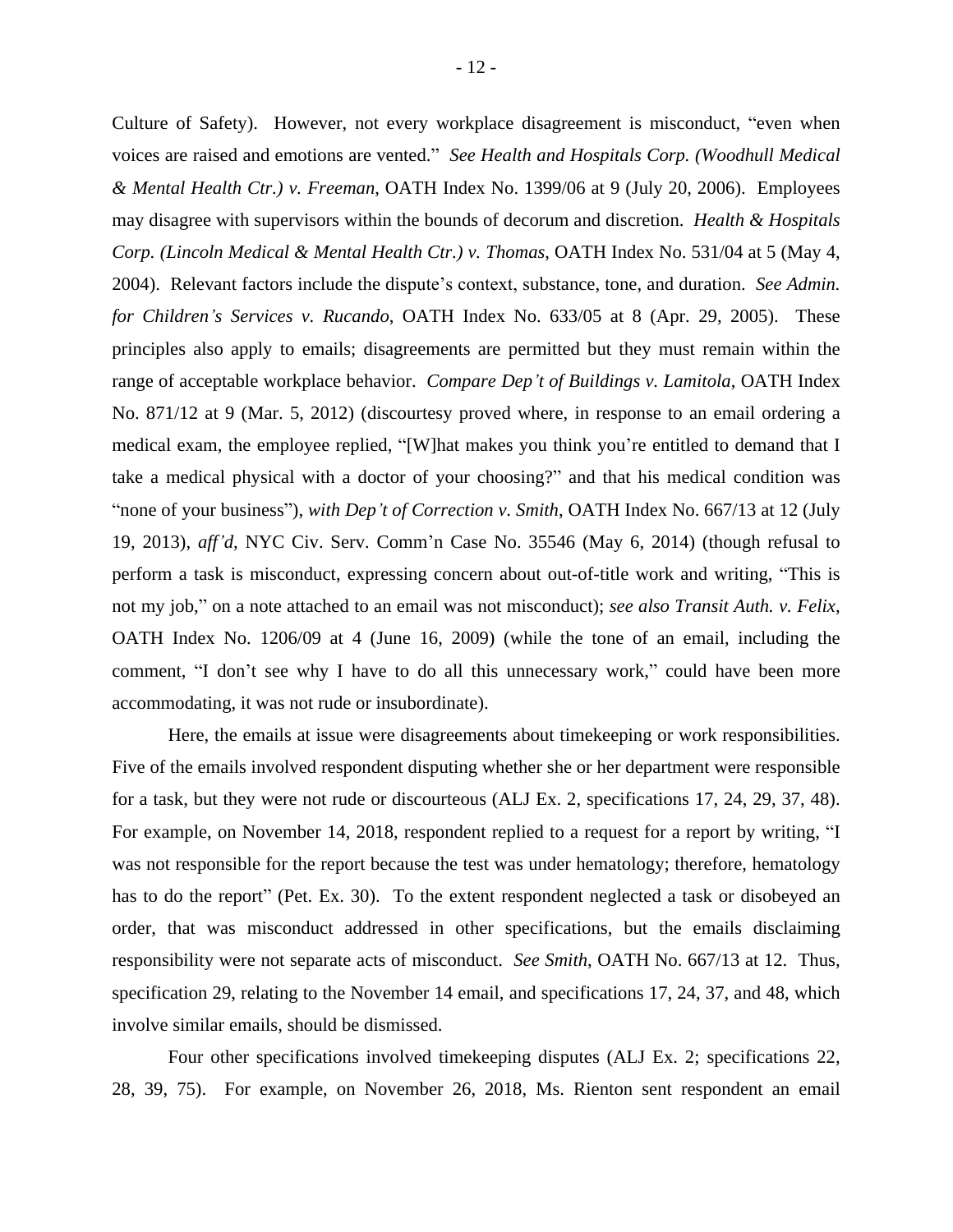Culture of Safety). However, not every workplace disagreement is misconduct, "even when voices are raised and emotions are vented." *See Health and Hospitals Corp. (Woodhull Medical & Mental Health Ctr.) v. Freeman*, OATH Index No. 1399/06 at 9 (July 20, 2006). Employees may disagree with supervisors within the bounds of decorum and discretion. *Health & Hospitals Corp. (Lincoln Medical & Mental Health Ctr.) v. Thomas*, OATH Index No. 531/04 at 5 (May 4, 2004). Relevant factors include the dispute's context, substance, tone, and duration. *See Admin. for Children's Services v. Rucando*, OATH Index No. 633/05 at 8 (Apr. 29, 2005). These principles also apply to emails; disagreements are permitted but they must remain within the range of acceptable workplace behavior. *Compare Dep't of Buildings v. Lamitola*, OATH Index No. 871/12 at 9 (Mar. 5, 2012) (discourtesy proved where, in response to an email ordering a medical exam, the employee replied, "[W]hat makes you think you're entitled to demand that I take a medical physical with a doctor of your choosing?" and that his medical condition was "none of your business"), *with Dep't of Correction v. Smith*, OATH Index No. 667/13 at 12 (July 19, 2013), *aff'd*, NYC Civ. Serv. Comm'n Case No. 35546 (May 6, 2014) (though refusal to perform a task is misconduct, expressing concern about out-of-title work and writing, "This is not my job," on a note attached to an email was not misconduct); *see also Transit Auth. v. Felix*, OATH Index No. 1206/09 at 4 (June 16, 2009) (while the tone of an email, including the comment, "I don't see why I have to do all this unnecessary work," could have been more accommodating, it was not rude or insubordinate).

Here, the emails at issue were disagreements about timekeeping or work responsibilities. Five of the emails involved respondent disputing whether she or her department were responsible for a task, but they were not rude or discourteous (ALJ Ex. 2, specifications 17, 24, 29, 37, 48). For example, on November 14, 2018, respondent replied to a request for a report by writing, "I was not responsible for the report because the test was under hematology; therefore, hematology has to do the report" (Pet. Ex. 30). To the extent respondent neglected a task or disobeyed an order, that was misconduct addressed in other specifications, but the emails disclaiming responsibility were not separate acts of misconduct. *See Smith*, OATH No. 667/13 at 12. Thus, specification 29, relating to the November 14 email, and specifications 17, 24, 37, and 48, which involve similar emails, should be dismissed.

Four other specifications involved timekeeping disputes (ALJ Ex. 2; specifications 22, 28, 39, 75). For example, on November 26, 2018, Ms. Rienton sent respondent an email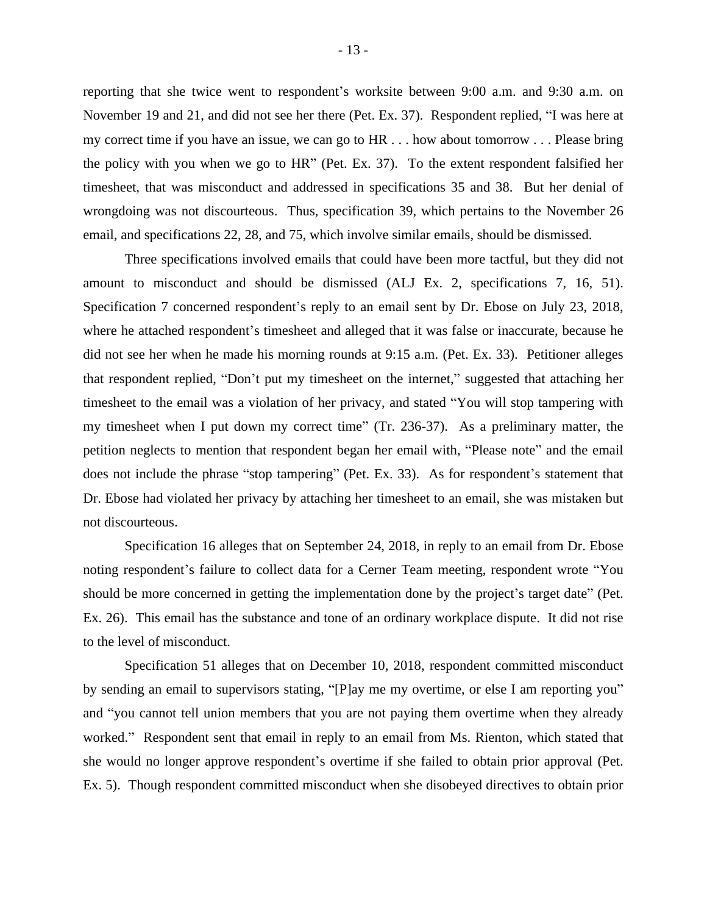reporting that she twice went to respondent's worksite between 9:00 a.m. and 9:30 a.m. on November 19 and 21, and did not see her there (Pet. Ex. 37). Respondent replied, "I was here at my correct time if you have an issue, we can go to HR . . . how about tomorrow . . . Please bring the policy with you when we go to HR" (Pet. Ex. 37). To the extent respondent falsified her timesheet, that was misconduct and addressed in specifications 35 and 38. But her denial of wrongdoing was not discourteous. Thus, specification 39, which pertains to the November 26 email, and specifications 22, 28, and 75, which involve similar emails, should be dismissed.

Three specifications involved emails that could have been more tactful, but they did not amount to misconduct and should be dismissed (ALJ Ex. 2, specifications 7, 16, 51). Specification 7 concerned respondent's reply to an email sent by Dr. Ebose on July 23, 2018, where he attached respondent's timesheet and alleged that it was false or inaccurate, because he did not see her when he made his morning rounds at 9:15 a.m. (Pet. Ex. 33). Petitioner alleges that respondent replied, "Don't put my timesheet on the internet," suggested that attaching her timesheet to the email was a violation of her privacy, and stated "You will stop tampering with my timesheet when I put down my correct time" (Tr. 236-37). As a preliminary matter, the petition neglects to mention that respondent began her email with, "Please note" and the email does not include the phrase "stop tampering" (Pet. Ex. 33). As for respondent's statement that Dr. Ebose had violated her privacy by attaching her timesheet to an email, she was mistaken but not discourteous.

Specification 16 alleges that on September 24, 2018, in reply to an email from Dr. Ebose noting respondent's failure to collect data for a Cerner Team meeting, respondent wrote "You should be more concerned in getting the implementation done by the project's target date" (Pet. Ex. 26). This email has the substance and tone of an ordinary workplace dispute. It did not rise to the level of misconduct.

Specification 51 alleges that on December 10, 2018, respondent committed misconduct by sending an email to supervisors stating, "[P]ay me my overtime, or else I am reporting you" and "you cannot tell union members that you are not paying them overtime when they already worked." Respondent sent that email in reply to an email from Ms. Rienton, which stated that she would no longer approve respondent's overtime if she failed to obtain prior approval (Pet. Ex. 5). Though respondent committed misconduct when she disobeyed directives to obtain prior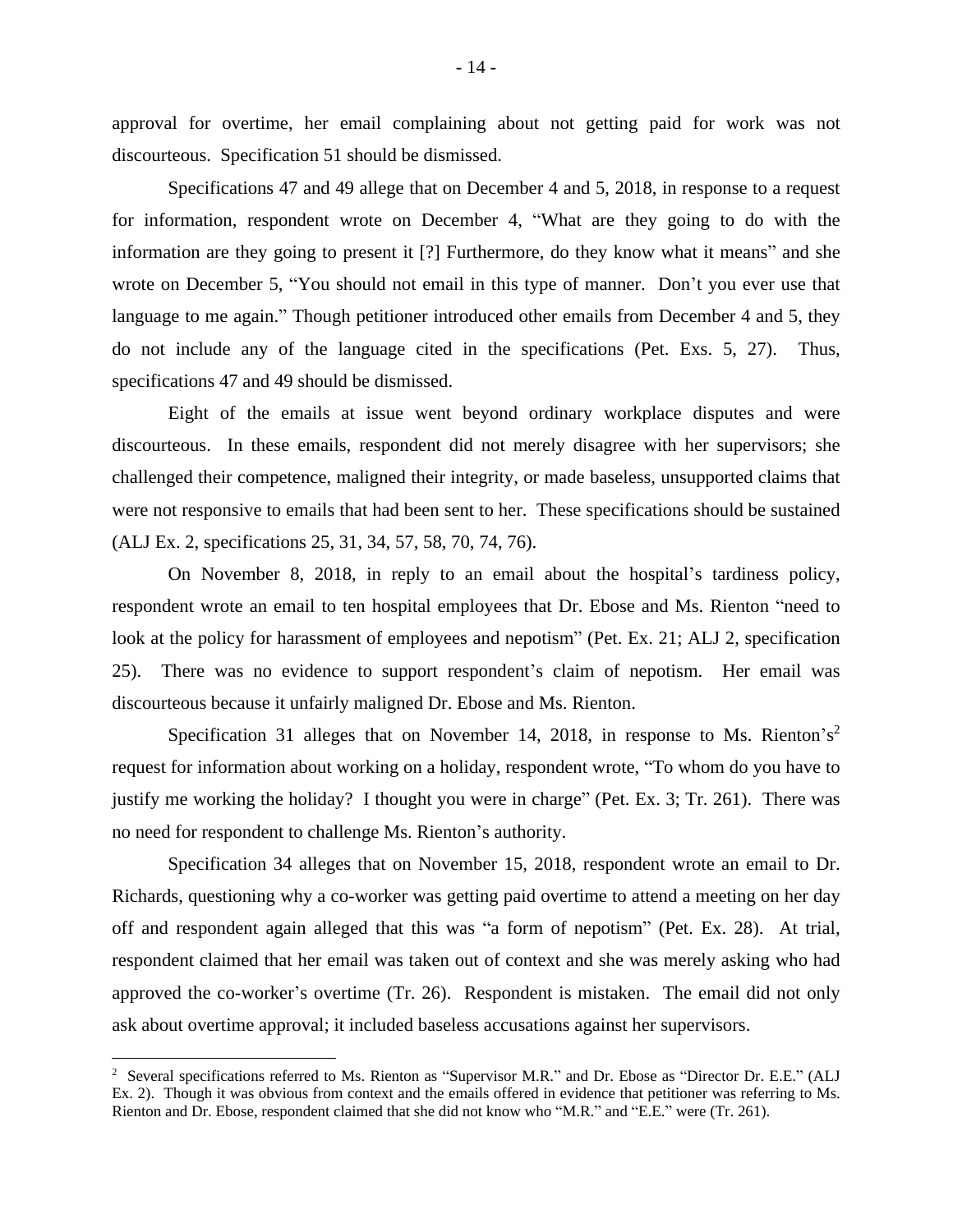approval for overtime, her email complaining about not getting paid for work was not discourteous. Specification 51 should be dismissed.

Specifications 47 and 49 allege that on December 4 and 5, 2018, in response to a request for information, respondent wrote on December 4, "What are they going to do with the information are they going to present it [?] Furthermore, do they know what it means" and she wrote on December 5, "You should not email in this type of manner. Don't you ever use that language to me again." Though petitioner introduced other emails from December 4 and 5, they do not include any of the language cited in the specifications (Pet. Exs. 5, 27). Thus, specifications 47 and 49 should be dismissed.

Eight of the emails at issue went beyond ordinary workplace disputes and were discourteous. In these emails, respondent did not merely disagree with her supervisors; she challenged their competence, maligned their integrity, or made baseless, unsupported claims that were not responsive to emails that had been sent to her. These specifications should be sustained (ALJ Ex. 2, specifications 25, 31, 34, 57, 58, 70, 74, 76).

On November 8, 2018, in reply to an email about the hospital's tardiness policy, respondent wrote an email to ten hospital employees that Dr. Ebose and Ms. Rienton "need to look at the policy for harassment of employees and nepotism" (Pet. Ex. 21; ALJ 2, specification 25). There was no evidence to support respondent's claim of nepotism. Her email was discourteous because it unfairly maligned Dr. Ebose and Ms. Rienton.

Specification 31 alleges that on November 14, 2018, in response to Ms. Rienton's[2] request for information about working on a holiday, respondent wrote, "To whom do you have to justify me working the holiday? I thought you were in charge" (Pet. Ex. 3; Tr. 261). There was no need for respondent to challenge Ms. Rienton's authority.

Specification 34 alleges that on November 15, 2018, respondent wrote an email to Dr. Richards, questioning why a co-worker was getting paid overtime to attend a meeting on her day off and respondent again alleged that this was "a form of nepotism" (Pet. Ex. 28). At trial, respondent claimed that her email was taken out of context and she was merely asking who had approved the co-worker's overtime (Tr. 26). Respondent is mistaken. The email did not only ask about overtime approval; it included baseless accusations against her supervisors.

---

[2] Several specifications referred to Ms. Rienton as "Supervisor M.R." and Dr. Ebose as "Director Dr. E.E." (ALJ Ex. 2). Though it was obvious from context and the emails offered in evidence that petitioner was referring to Ms. Rienton and Dr. Ebose, respondent claimed that she did not know who "M.R." and "E.E." were (Tr. 261).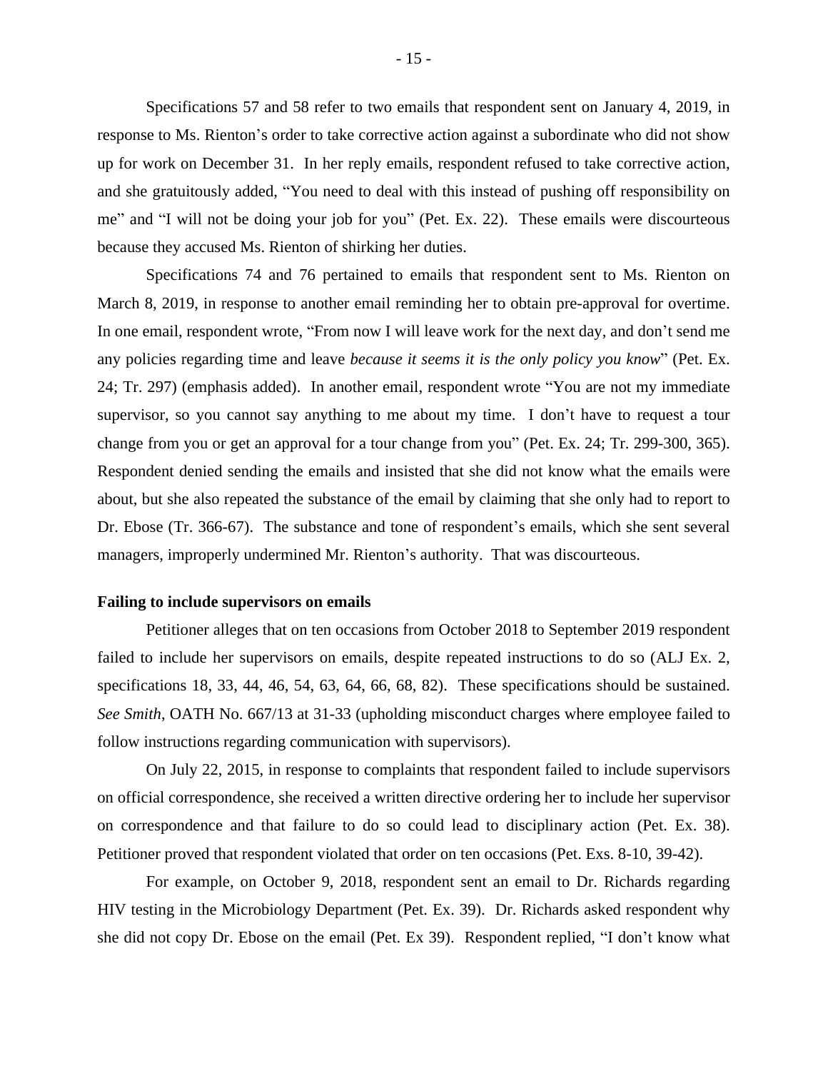Specifications 57 and 58 refer to two emails that respondent sent on January 4, 2019, in response to Ms. Rienton's order to take corrective action against a subordinate who did not show up for work on December 31. In her reply emails, respondent refused to take corrective action, and she gratuitously added, "You need to deal with this instead of pushing off responsibility on me" and "I will not be doing your job for you" (Pet. Ex. 22). These emails were discourteous because they accused Ms. Rienton of shirking her duties.

Specifications 74 and 76 pertained to emails that respondent sent to Ms. Rienton on March 8, 2019, in response to another email reminding her to obtain pre-approval for overtime. In one email, respondent wrote, "From now I will leave work for the next day, and don't send me any policies regarding time and leave *because it seems it is the only policy you know*" (Pet. Ex. 24; Tr. 297) (emphasis added). In another email, respondent wrote "You are not my immediate supervisor, so you cannot say anything to me about my time. I don't have to request a tour change from you or get an approval for a tour change from you" (Pet. Ex. 24; Tr. 299-300, 365). Respondent denied sending the emails and insisted that she did not know what the emails were about, but she also repeated the substance of the email by claiming that she only had to report to Dr. Ebose (Tr. 366-67). The substance and tone of respondent's emails, which she sent several managers, improperly undermined Mr. Rienton's authority. That was discourteous.

**Failing to include supervisors on emails**

Petitioner alleges that on ten occasions from October 2018 to September 2019 respondent failed to include her supervisors on emails, despite repeated instructions to do so (ALJ Ex. 2, specifications 18, 33, 44, 46, 54, 63, 64, 66, 68, 82). These specifications should be sustained. *See Smith*, OATH No. 667/13 at 31-33 (upholding misconduct charges where employee failed to follow instructions regarding communication with supervisors).

On July 22, 2015, in response to complaints that respondent failed to include supervisors on official correspondence, she received a written directive ordering her to include her supervisor on correspondence and that failure to do so could lead to disciplinary action (Pet. Ex. 38). Petitioner proved that respondent violated that order on ten occasions (Pet. Exs. 8-10, 39-42).

For example, on October 9, 2018, respondent sent an email to Dr. Richards regarding HIV testing in the Microbiology Department (Pet. Ex. 39). Dr. Richards asked respondent why she did not copy Dr. Ebose on the email (Pet. Ex 39). Respondent replied, "I don't know what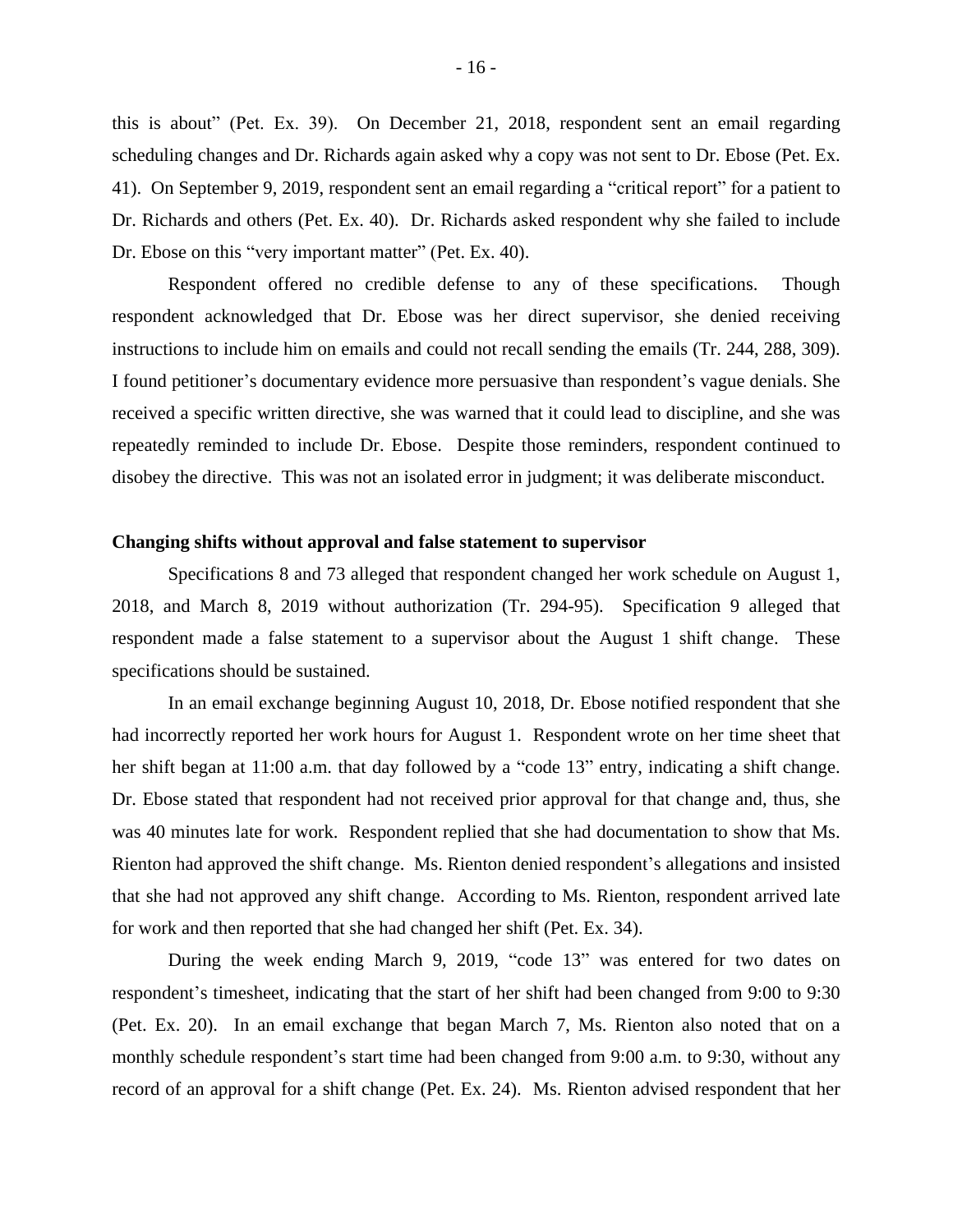this is about" (Pet. Ex. 39). On December 21, 2018, respondent sent an email regarding scheduling changes and Dr. Richards again asked why a copy was not sent to Dr. Ebose (Pet. Ex. 41). On September 9, 2019, respondent sent an email regarding a "critical report" for a patient to Dr. Richards and others (Pet. Ex. 40). Dr. Richards asked respondent why she failed to include Dr. Ebose on this "very important matter" (Pet. Ex. 40).

Respondent offered no credible defense to any of these specifications. Though respondent acknowledged that Dr. Ebose was her direct supervisor, she denied receiving instructions to include him on emails and could not recall sending the emails (Tr. 244, 288, 309). I found petitioner's documentary evidence more persuasive than respondent's vague denials. She received a specific written directive, she was warned that it could lead to discipline, and she was repeatedly reminded to include Dr. Ebose. Despite those reminders, respondent continued to disobey the directive. This was not an isolated error in judgment; it was deliberate misconduct.

**Changing shifts without approval and false statement to supervisor**

Specifications 8 and 73 alleged that respondent changed her work schedule on August 1, 2018, and March 8, 2019 without authorization (Tr. 294-95). Specification 9 alleged that respondent made a false statement to a supervisor about the August 1 shift change. These specifications should be sustained.

In an email exchange beginning August 10, 2018, Dr. Ebose notified respondent that she had incorrectly reported her work hours for August 1. Respondent wrote on her time sheet that her shift began at 11:00 a.m. that day followed by a "code 13" entry, indicating a shift change. Dr. Ebose stated that respondent had not received prior approval for that change and, thus, she was 40 minutes late for work. Respondent replied that she had documentation to show that Ms. Rienton had approved the shift change. Ms. Rienton denied respondent's allegations and insisted that she had not approved any shift change. According to Ms. Rienton, respondent arrived late for work and then reported that she had changed her shift (Pet. Ex. 34).

During the week ending March 9, 2019, "code 13" was entered for two dates on respondent's timesheet, indicating that the start of her shift had been changed from 9:00 to 9:30 (Pet. Ex. 20). In an email exchange that began March 7, Ms. Rienton also noted that on a monthly schedule respondent's start time had been changed from 9:00 a.m. to 9:30, without any record of an approval for a shift change (Pet. Ex. 24). Ms. Rienton advised respondent that her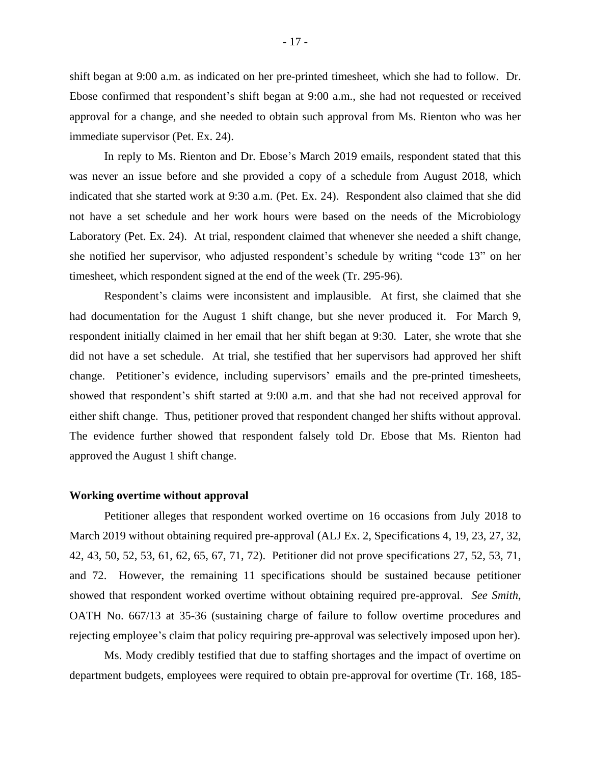shift began at 9:00 a.m. as indicated on her pre-printed timesheet, which she had to follow. Dr. Ebose confirmed that respondent's shift began at 9:00 a.m., she had not requested or received approval for a change, and she needed to obtain such approval from Ms. Rienton who was her immediate supervisor (Pet. Ex. 24).

In reply to Ms. Rienton and Dr. Ebose's March 2019 emails, respondent stated that this was never an issue before and she provided a copy of a schedule from August 2018, which indicated that she started work at 9:30 a.m. (Pet. Ex. 24). Respondent also claimed that she did not have a set schedule and her work hours were based on the needs of the Microbiology Laboratory (Pet. Ex. 24). At trial, respondent claimed that whenever she needed a shift change, she notified her supervisor, who adjusted respondent's schedule by writing "code 13" on her timesheet, which respondent signed at the end of the week (Tr. 295-96).

Respondent's claims were inconsistent and implausible. At first, she claimed that she had documentation for the August 1 shift change, but she never produced it. For March 9, respondent initially claimed in her email that her shift began at 9:30. Later, she wrote that she did not have a set schedule. At trial, she testified that her supervisors had approved her shift change. Petitioner's evidence, including supervisors' emails and the pre-printed timesheets, showed that respondent's shift started at 9:00 a.m. and that she had not received approval for either shift change. Thus, petitioner proved that respondent changed her shifts without approval. The evidence further showed that respondent falsely told Dr. Ebose that Ms. Rienton had approved the August 1 shift change.

**Working overtime without approval**

Petitioner alleges that respondent worked overtime on 16 occasions from July 2018 to March 2019 without obtaining required pre-approval (ALJ Ex. 2, Specifications 4, 19, 23, 27, 32, 42, 43, 50, 52, 53, 61, 62, 65, 67, 71, 72). Petitioner did not prove specifications 27, 52, 53, 71, and 72. However, the remaining 11 specifications should be sustained because petitioner showed that respondent worked overtime without obtaining required pre-approval. *See Smith*, OATH No. 667/13 at 35-36 (sustaining charge of failure to follow overtime procedures and rejecting employee's claim that policy requiring pre-approval was selectively imposed upon her).

Ms. Mody credibly testified that due to staffing shortages and the impact of overtime on department budgets, employees were required to obtain pre-approval for overtime (Tr. 168, 185-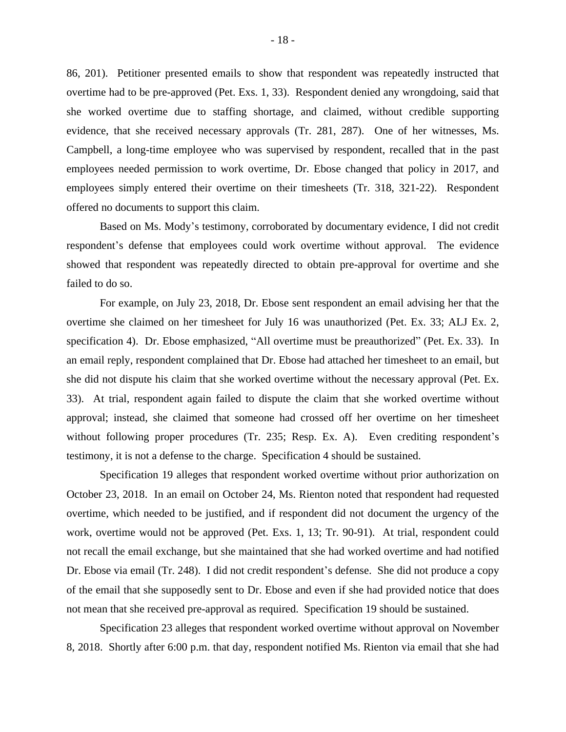86, 201). Petitioner presented emails to show that respondent was repeatedly instructed that overtime had to be pre-approved (Pet. Exs. 1, 33). Respondent denied any wrongdoing, said that she worked overtime due to staffing shortage, and claimed, without credible supporting evidence, that she received necessary approvals (Tr. 281, 287). One of her witnesses, Ms. Campbell, a long-time employee who was supervised by respondent, recalled that in the past employees needed permission to work overtime, Dr. Ebose changed that policy in 2017, and employees simply entered their overtime on their timesheets (Tr. 318, 321-22). Respondent offered no documents to support this claim.

Based on Ms. Mody's testimony, corroborated by documentary evidence, I did not credit respondent's defense that employees could work overtime without approval. The evidence showed that respondent was repeatedly directed to obtain pre-approval for overtime and she failed to do so.

For example, on July 23, 2018, Dr. Ebose sent respondent an email advising her that the overtime she claimed on her timesheet for July 16 was unauthorized (Pet. Ex. 33; ALJ Ex. 2, specification 4). Dr. Ebose emphasized, "All overtime must be preauthorized" (Pet. Ex. 33). In an email reply, respondent complained that Dr. Ebose had attached her timesheet to an email, but she did not dispute his claim that she worked overtime without the necessary approval (Pet. Ex. 33). At trial, respondent again failed to dispute the claim that she worked overtime without approval; instead, she claimed that someone had crossed off her overtime on her timesheet without following proper procedures (Tr. 235; Resp. Ex. A). Even crediting respondent's testimony, it is not a defense to the charge. Specification 4 should be sustained.

Specification 19 alleges that respondent worked overtime without prior authorization on October 23, 2018. In an email on October 24, Ms. Rienton noted that respondent had requested overtime, which needed to be justified, and if respondent did not document the urgency of the work, overtime would not be approved (Pet. Exs. 1, 13; Tr. 90-91). At trial, respondent could not recall the email exchange, but she maintained that she had worked overtime and had notified Dr. Ebose via email (Tr. 248). I did not credit respondent's defense. She did not produce a copy of the email that she supposedly sent to Dr. Ebose and even if she had provided notice that does not mean that she received pre-approval as required. Specification 19 should be sustained.

Specification 23 alleges that respondent worked overtime without approval on November 8, 2018. Shortly after 6:00 p.m. that day, respondent notified Ms. Rienton via email that she had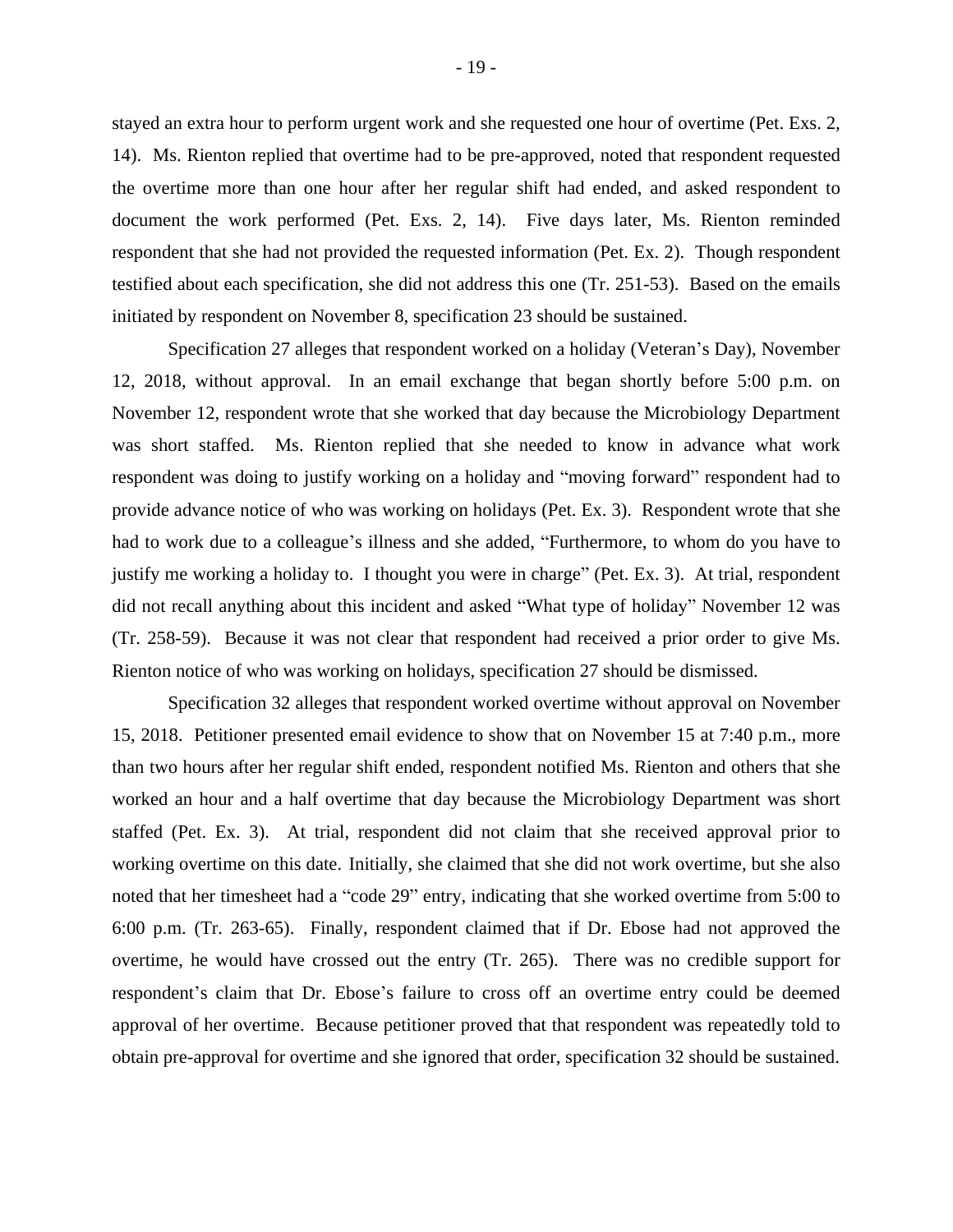stayed an extra hour to perform urgent work and she requested one hour of overtime (Pet. Exs. 2, 14). Ms. Rienton replied that overtime had to be pre-approved, noted that respondent requested the overtime more than one hour after her regular shift had ended, and asked respondent to document the work performed (Pet. Exs. 2, 14). Five days later, Ms. Rienton reminded respondent that she had not provided the requested information (Pet. Ex. 2). Though respondent testified about each specification, she did not address this one (Tr. 251-53). Based on the emails initiated by respondent on November 8, specification 23 should be sustained.

Specification 27 alleges that respondent worked on a holiday (Veteran's Day), November 12, 2018, without approval. In an email exchange that began shortly before 5:00 p.m. on November 12, respondent wrote that she worked that day because the Microbiology Department was short staffed. Ms. Rienton replied that she needed to know in advance what work respondent was doing to justify working on a holiday and "moving forward" respondent had to provide advance notice of who was working on holidays (Pet. Ex. 3). Respondent wrote that she had to work due to a colleague's illness and she added, "Furthermore, to whom do you have to justify me working a holiday to. I thought you were in charge" (Pet. Ex. 3). At trial, respondent did not recall anything about this incident and asked "What type of holiday" November 12 was (Tr. 258-59). Because it was not clear that respondent had received a prior order to give Ms. Rienton notice of who was working on holidays, specification 27 should be dismissed.

Specification 32 alleges that respondent worked overtime without approval on November 15, 2018. Petitioner presented email evidence to show that on November 15 at 7:40 p.m., more than two hours after her regular shift ended, respondent notified Ms. Rienton and others that she worked an hour and a half overtime that day because the Microbiology Department was short staffed (Pet. Ex. 3). At trial, respondent did not claim that she received approval prior to working overtime on this date. Initially, she claimed that she did not work overtime, but she also noted that her timesheet had a "code 29" entry, indicating that she worked overtime from 5:00 to 6:00 p.m. (Tr. 263-65). Finally, respondent claimed that if Dr. Ebose had not approved the overtime, he would have crossed out the entry (Tr. 265). There was no credible support for respondent's claim that Dr. Ebose's failure to cross off an overtime entry could be deemed approval of her overtime. Because petitioner proved that that respondent was repeatedly told to obtain pre-approval for overtime and she ignored that order, specification 32 should be sustained.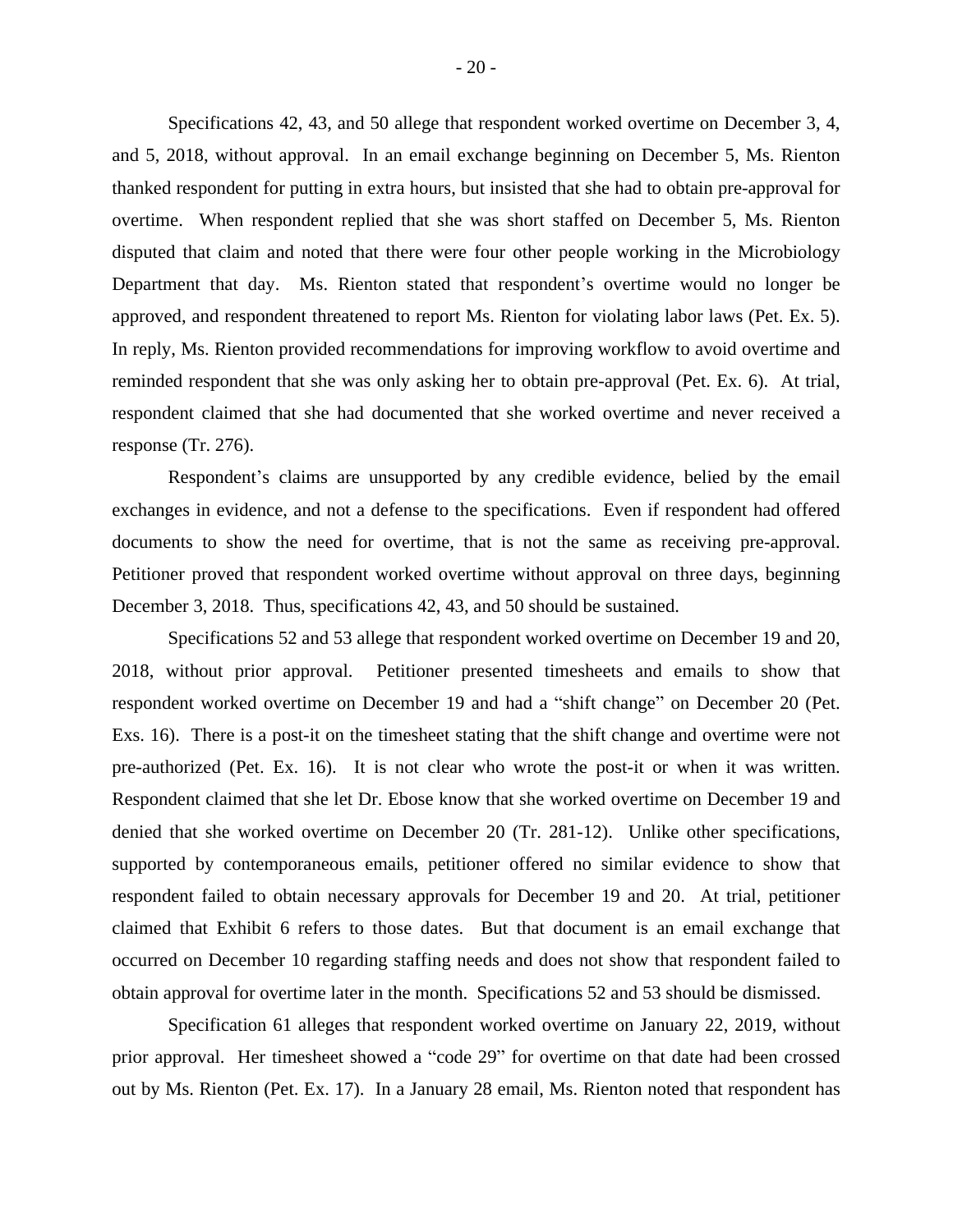Specifications 42, 43, and 50 allege that respondent worked overtime on December 3, 4, and 5, 2018, without approval. In an email exchange beginning on December 5, Ms. Rienton thanked respondent for putting in extra hours, but insisted that she had to obtain pre-approval for overtime. When respondent replied that she was short staffed on December 5, Ms. Rienton disputed that claim and noted that there were four other people working in the Microbiology Department that day. Ms. Rienton stated that respondent's overtime would no longer be approved, and respondent threatened to report Ms. Rienton for violating labor laws (Pet. Ex. 5). In reply, Ms. Rienton provided recommendations for improving workflow to avoid overtime and reminded respondent that she was only asking her to obtain pre-approval (Pet. Ex. 6). At trial, respondent claimed that she had documented that she worked overtime and never received a response (Tr. 276).

Respondent's claims are unsupported by any credible evidence, belied by the email exchanges in evidence, and not a defense to the specifications. Even if respondent had offered documents to show the need for overtime, that is not the same as receiving pre-approval. Petitioner proved that respondent worked overtime without approval on three days, beginning December 3, 2018. Thus, specifications 42, 43, and 50 should be sustained.

Specifications 52 and 53 allege that respondent worked overtime on December 19 and 20, 2018, without prior approval. Petitioner presented timesheets and emails to show that respondent worked overtime on December 19 and had a "shift change" on December 20 (Pet. Exs. 16). There is a post-it on the timesheet stating that the shift change and overtime were not pre-authorized (Pet. Ex. 16). It is not clear who wrote the post-it or when it was written. Respondent claimed that she let Dr. Ebose know that she worked overtime on December 19 and denied that she worked overtime on December 20 (Tr. 281-12). Unlike other specifications, supported by contemporaneous emails, petitioner offered no similar evidence to show that respondent failed to obtain necessary approvals for December 19 and 20. At trial, petitioner claimed that Exhibit 6 refers to those dates. But that document is an email exchange that occurred on December 10 regarding staffing needs and does not show that respondent failed to obtain approval for overtime later in the month. Specifications 52 and 53 should be dismissed.

Specification 61 alleges that respondent worked overtime on January 22, 2019, without prior approval. Her timesheet showed a "code 29" for overtime on that date had been crossed out by Ms. Rienton (Pet. Ex. 17). In a January 28 email, Ms. Rienton noted that respondent has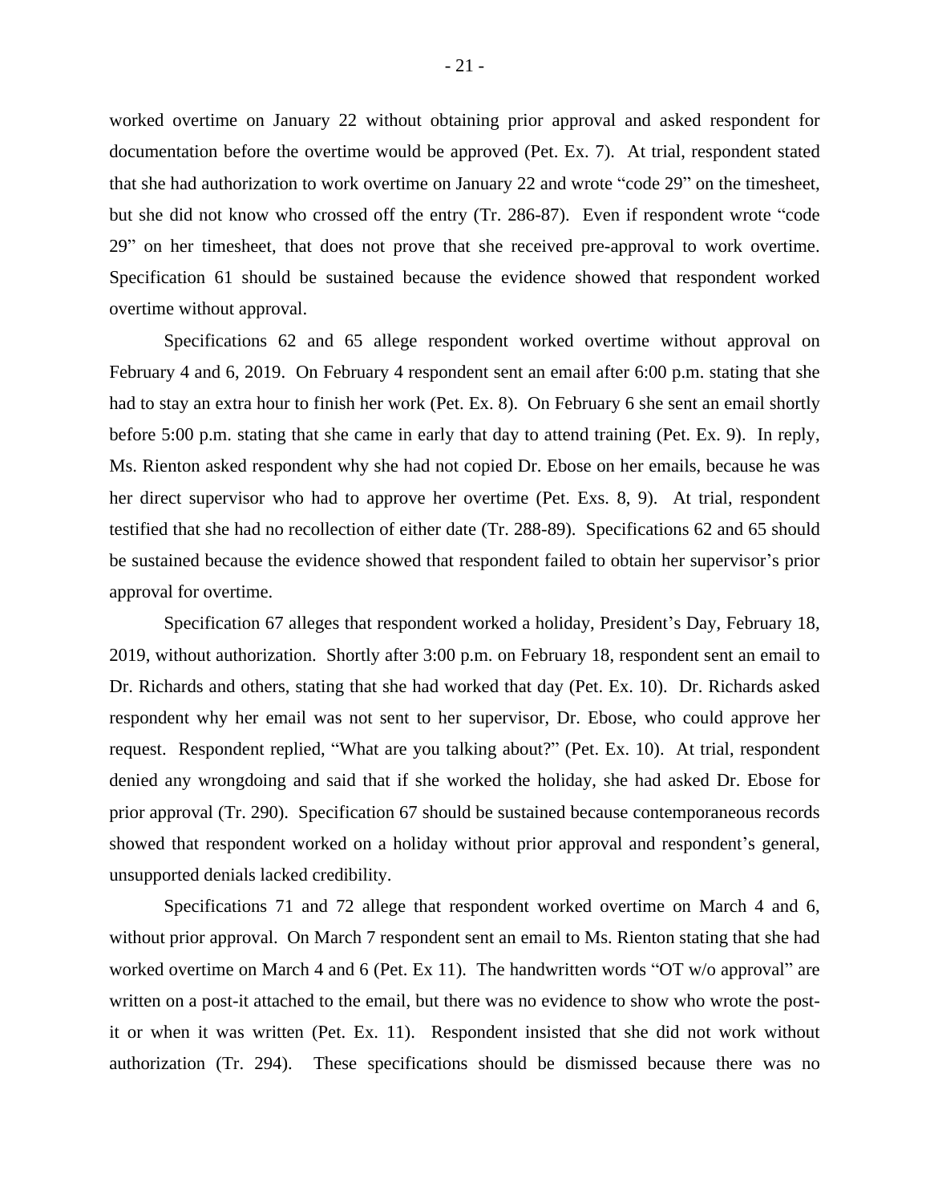worked overtime on January 22 without obtaining prior approval and asked respondent for documentation before the overtime would be approved (Pet. Ex. 7). At trial, respondent stated that she had authorization to work overtime on January 22 and wrote "code 29" on the timesheet, but she did not know who crossed off the entry (Tr. 286-87). Even if respondent wrote "code 29" on her timesheet, that does not prove that she received pre-approval to work overtime. Specification 61 should be sustained because the evidence showed that respondent worked overtime without approval.

Specifications 62 and 65 allege respondent worked overtime without approval on February 4 and 6, 2019. On February 4 respondent sent an email after 6:00 p.m. stating that she had to stay an extra hour to finish her work (Pet. Ex. 8). On February 6 she sent an email shortly before 5:00 p.m. stating that she came in early that day to attend training (Pet. Ex. 9). In reply, Ms. Rienton asked respondent why she had not copied Dr. Ebose on her emails, because he was her direct supervisor who had to approve her overtime (Pet. Exs. 8, 9). At trial, respondent testified that she had no recollection of either date (Tr. 288-89). Specifications 62 and 65 should be sustained because the evidence showed that respondent failed to obtain her supervisor's prior approval for overtime.

Specification 67 alleges that respondent worked a holiday, President's Day, February 18, 2019, without authorization. Shortly after 3:00 p.m. on February 18, respondent sent an email to Dr. Richards and others, stating that she had worked that day (Pet. Ex. 10). Dr. Richards asked respondent why her email was not sent to her supervisor, Dr. Ebose, who could approve her request. Respondent replied, "What are you talking about?" (Pet. Ex. 10). At trial, respondent denied any wrongdoing and said that if she worked the holiday, she had asked Dr. Ebose for prior approval (Tr. 290). Specification 67 should be sustained because contemporaneous records showed that respondent worked on a holiday without prior approval and respondent's general, unsupported denials lacked credibility.

Specifications 71 and 72 allege that respondent worked overtime on March 4 and 6, without prior approval. On March 7 respondent sent an email to Ms. Rienton stating that she had worked overtime on March 4 and 6 (Pet. Ex 11). The handwritten words "OT w/o approval" are written on a post-it attached to the email, but there was no evidence to show who wrote the post-it or when it was written (Pet. Ex. 11). Respondent insisted that she did not work without authorization (Tr. 294). These specifications should be dismissed because there was no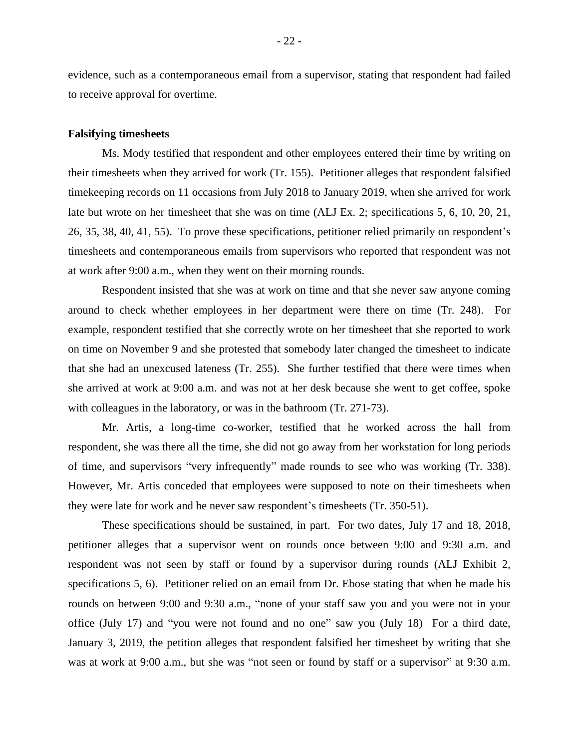evidence, such as a contemporaneous email from a supervisor, stating that respondent had failed to receive approval for overtime.

**Falsifying timesheets**

Ms. Mody testified that respondent and other employees entered their time by writing on their timesheets when they arrived for work (Tr. 155). Petitioner alleges that respondent falsified timekeeping records on 11 occasions from July 2018 to January 2019, when she arrived for work late but wrote on her timesheet that she was on time (ALJ Ex. 2; specifications 5, 6, 10, 20, 21, 26, 35, 38, 40, 41, 55). To prove these specifications, petitioner relied primarily on respondent's timesheets and contemporaneous emails from supervisors who reported that respondent was not at work after 9:00 a.m., when they went on their morning rounds.

Respondent insisted that she was at work on time and that she never saw anyone coming around to check whether employees in her department were there on time (Tr. 248). For example, respondent testified that she correctly wrote on her timesheet that she reported to work on time on November 9 and she protested that somebody later changed the timesheet to indicate that she had an unexcused lateness (Tr. 255). She further testified that there were times when she arrived at work at 9:00 a.m. and was not at her desk because she went to get coffee, spoke with colleagues in the laboratory, or was in the bathroom (Tr. 271-73).

Mr. Artis, a long-time co-worker, testified that he worked across the hall from respondent, she was there all the time, she did not go away from her workstation for long periods of time, and supervisors "very infrequently" made rounds to see who was working (Tr. 338). However, Mr. Artis conceded that employees were supposed to note on their timesheets when they were late for work and he never saw respondent's timesheets (Tr. 350-51).

These specifications should be sustained, in part. For two dates, July 17 and 18, 2018, petitioner alleges that a supervisor went on rounds once between 9:00 and 9:30 a.m. and respondent was not seen by staff or found by a supervisor during rounds (ALJ Exhibit 2, specifications 5, 6). Petitioner relied on an email from Dr. Ebose stating that when he made his rounds on between 9:00 and 9:30 a.m., "none of your staff saw you and you were not in your office (July 17) and "you were not found and no one" saw you (July 18) For a third date, January 3, 2019, the petition alleges that respondent falsified her timesheet by writing that she was at work at 9:00 a.m., but she was "not seen or found by staff or a supervisor" at 9:30 a.m.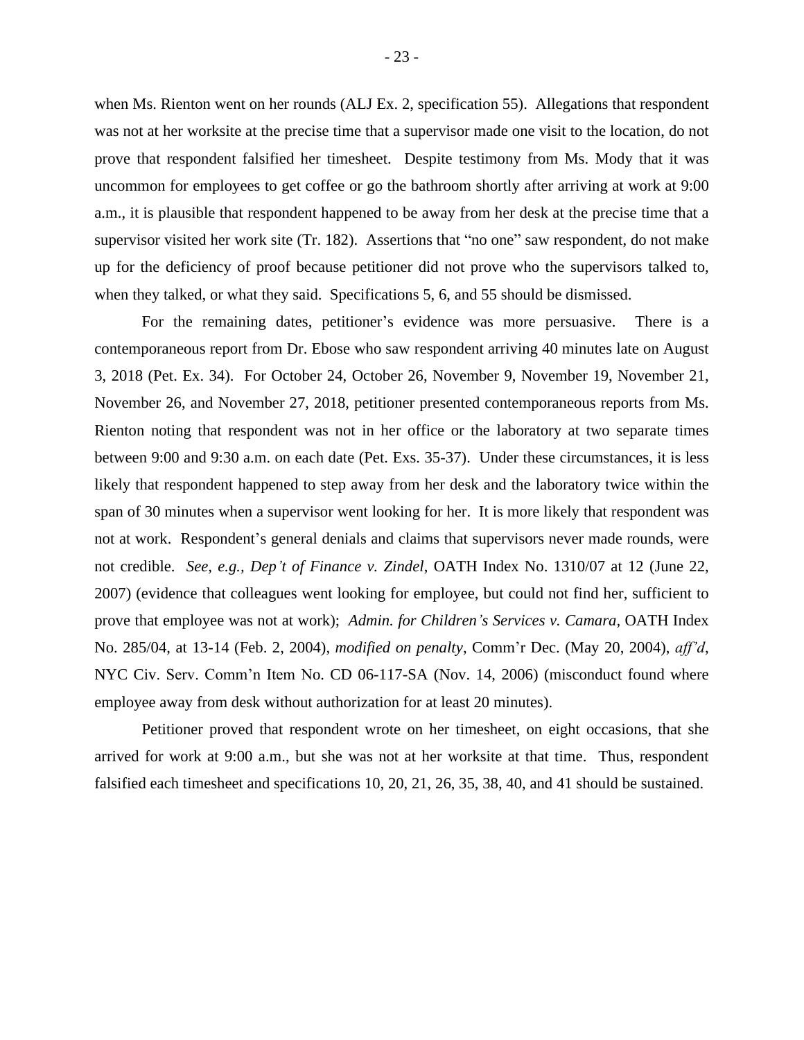when Ms. Rienton went on her rounds (ALJ Ex. 2, specification 55). Allegations that respondent was not at her worksite at the precise time that a supervisor made one visit to the location, do not prove that respondent falsified her timesheet. Despite testimony from Ms. Mody that it was uncommon for employees to get coffee or go the bathroom shortly after arriving at work at 9:00 a.m., it is plausible that respondent happened to be away from her desk at the precise time that a supervisor visited her work site (Tr. 182). Assertions that "no one" saw respondent, do not make up for the deficiency of proof because petitioner did not prove who the supervisors talked to, when they talked, or what they said. Specifications 5, 6, and 55 should be dismissed.

For the remaining dates, petitioner's evidence was more persuasive. There is a contemporaneous report from Dr. Ebose who saw respondent arriving 40 minutes late on August 3, 2018 (Pet. Ex. 34). For October 24, October 26, November 9, November 19, November 21, November 26, and November 27, 2018, petitioner presented contemporaneous reports from Ms. Rienton noting that respondent was not in her office or the laboratory at two separate times between 9:00 and 9:30 a.m. on each date (Pet. Exs. 35-37). Under these circumstances, it is less likely that respondent happened to step away from her desk and the laboratory twice within the span of 30 minutes when a supervisor went looking for her. It is more likely that respondent was not at work. Respondent's general denials and claims that supervisors never made rounds, were not credible. *See, e.g., Dep't of Finance v. Zindel*, OATH Index No. 1310/07 at 12 (June 22, 2007) (evidence that colleagues went looking for employee, but could not find her, sufficient to prove that employee was not at work); *Admin. for Children's Services v. Camara*, OATH Index No. 285/04, at 13-14 (Feb. 2, 2004), *modified on penalty*, Comm'r Dec. (May 20, 2004), *aff'd*, NYC Civ. Serv. Comm'n Item No. CD 06-117-SA (Nov. 14, 2006) (misconduct found where employee away from desk without authorization for at least 20 minutes).

Petitioner proved that respondent wrote on her timesheet, on eight occasions, that she arrived for work at 9:00 a.m., but she was not at her worksite at that time. Thus, respondent falsified each timesheet and specifications 10, 20, 21, 26, 35, 38, 40, and 41 should be sustained.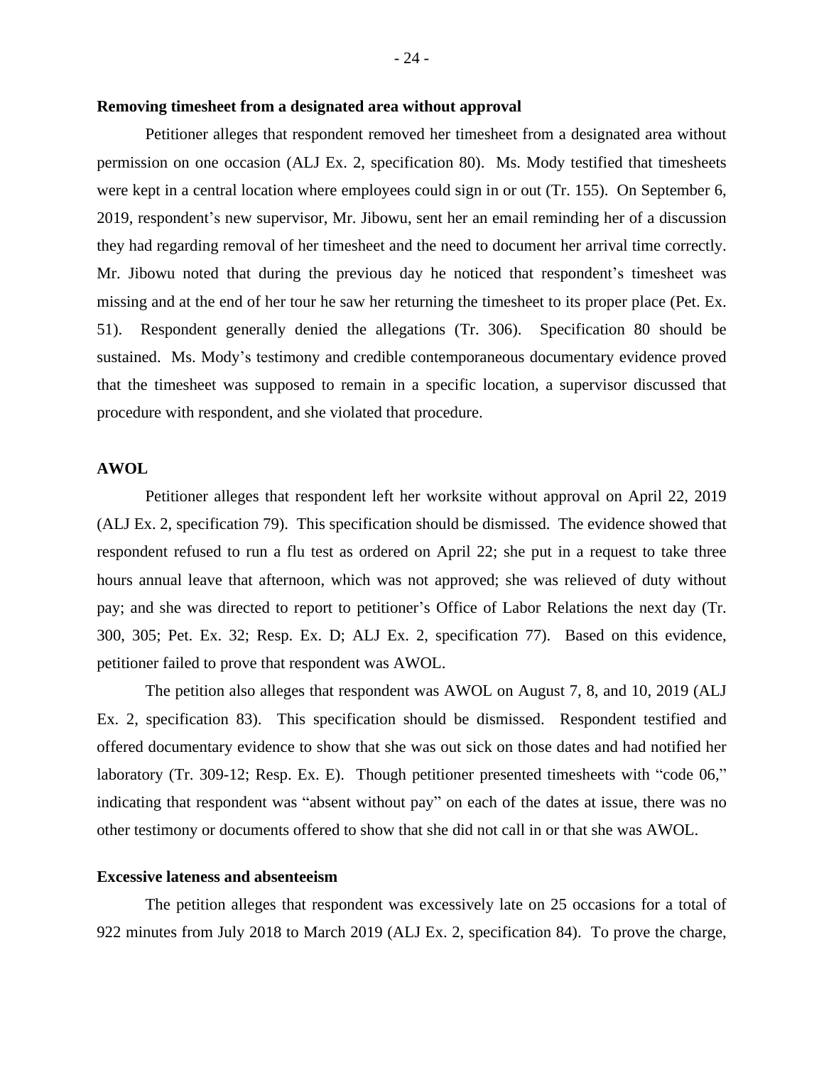**Removing timesheet from a designated area without approval**

Petitioner alleges that respondent removed her timesheet from a designated area without permission on one occasion (ALJ Ex. 2, specification 80). Ms. Mody testified that timesheets were kept in a central location where employees could sign in or out (Tr. 155). On September 6, 2019, respondent's new supervisor, Mr. Jibowu, sent her an email reminding her of a discussion they had regarding removal of her timesheet and the need to document her arrival time correctly. Mr. Jibowu noted that during the previous day he noticed that respondent's timesheet was missing and at the end of her tour he saw her returning the timesheet to its proper place (Pet. Ex. 51). Respondent generally denied the allegations (Tr. 306). Specification 80 should be sustained. Ms. Mody's testimony and credible contemporaneous documentary evidence proved that the timesheet was supposed to remain in a specific location, a supervisor discussed that procedure with respondent, and she violated that procedure.

**AWOL**

Petitioner alleges that respondent left her worksite without approval on April 22, 2019 (ALJ Ex. 2, specification 79). This specification should be dismissed. The evidence showed that respondent refused to run a flu test as ordered on April 22; she put in a request to take three hours annual leave that afternoon, which was not approved; she was relieved of duty without pay; and she was directed to report to petitioner's Office of Labor Relations the next day (Tr. 300, 305; Pet. Ex. 32; Resp. Ex. D; ALJ Ex. 2, specification 77). Based on this evidence, petitioner failed to prove that respondent was AWOL.

The petition also alleges that respondent was AWOL on August 7, 8, and 10, 2019 (ALJ Ex. 2, specification 83). This specification should be dismissed. Respondent testified and offered documentary evidence to show that she was out sick on those dates and had notified her laboratory (Tr. 309-12; Resp. Ex. E). Though petitioner presented timesheets with "code 06," indicating that respondent was "absent without pay" on each of the dates at issue, there was no other testimony or documents offered to show that she did not call in or that she was AWOL.

**Excessive lateness and absenteeism**

The petition alleges that respondent was excessively late on 25 occasions for a total of 922 minutes from July 2018 to March 2019 (ALJ Ex. 2, specification 84). To prove the charge,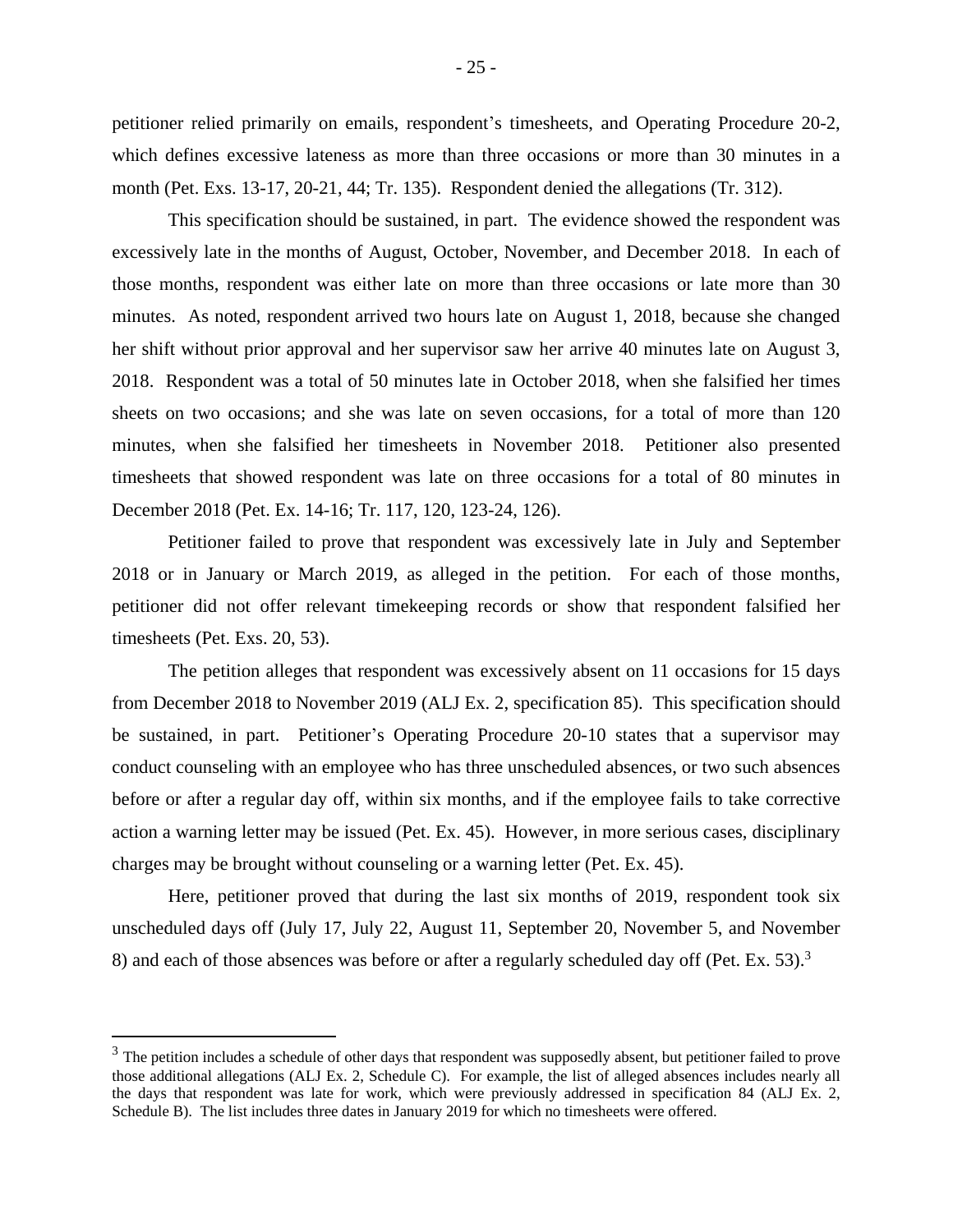petitioner relied primarily on emails, respondent's timesheets, and Operating Procedure 20-2, which defines excessive lateness as more than three occasions or more than 30 minutes in a month (Pet. Exs. 13-17, 20-21, 44; Tr. 135). Respondent denied the allegations (Tr. 312).

This specification should be sustained, in part. The evidence showed the respondent was excessively late in the months of August, October, November, and December 2018. In each of those months, respondent was either late on more than three occasions or late more than 30 minutes. As noted, respondent arrived two hours late on August 1, 2018, because she changed her shift without prior approval and her supervisor saw her arrive 40 minutes late on August 3, 2018. Respondent was a total of 50 minutes late in October 2018, when she falsified her times sheets on two occasions; and she was late on seven occasions, for a total of more than 120 minutes, when she falsified her timesheets in November 2018. Petitioner also presented timesheets that showed respondent was late on three occasions for a total of 80 minutes in December 2018 (Pet. Ex. 14-16; Tr. 117, 120, 123-24, 126).

Petitioner failed to prove that respondent was excessively late in July and September 2018 or in January or March 2019, as alleged in the petition. For each of those months, petitioner did not offer relevant timekeeping records or show that respondent falsified her timesheets (Pet. Exs. 20, 53).

The petition alleges that respondent was excessively absent on 11 occasions for 15 days from December 2018 to November 2019 (ALJ Ex. 2, specification 85). This specification should be sustained, in part. Petitioner's Operating Procedure 20-10 states that a supervisor may conduct counseling with an employee who has three unscheduled absences, or two such absences before or after a regular day off, within six months, and if the employee fails to take corrective action a warning letter may be issued (Pet. Ex. 45). However, in more serious cases, disciplinary charges may be brought without counseling or a warning letter (Pet. Ex. 45).

Here, petitioner proved that during the last six months of 2019, respondent took six unscheduled days off (July 17, July 22, August 11, September 20, November 5, and November 8) and each of those absences was before or after a regularly scheduled day off (Pet. Ex. 53).[3]

[3] The petition includes a schedule of other days that respondent was supposedly absent, but petitioner failed to prove those additional allegations (ALJ Ex. 2, Schedule C). For example, the list of alleged absences includes nearly all the days that respondent was late for work, which were previously addressed in specification 84 (ALJ Ex. 2, Schedule B). The list includes three dates in January 2019 for which no timesheets were offered.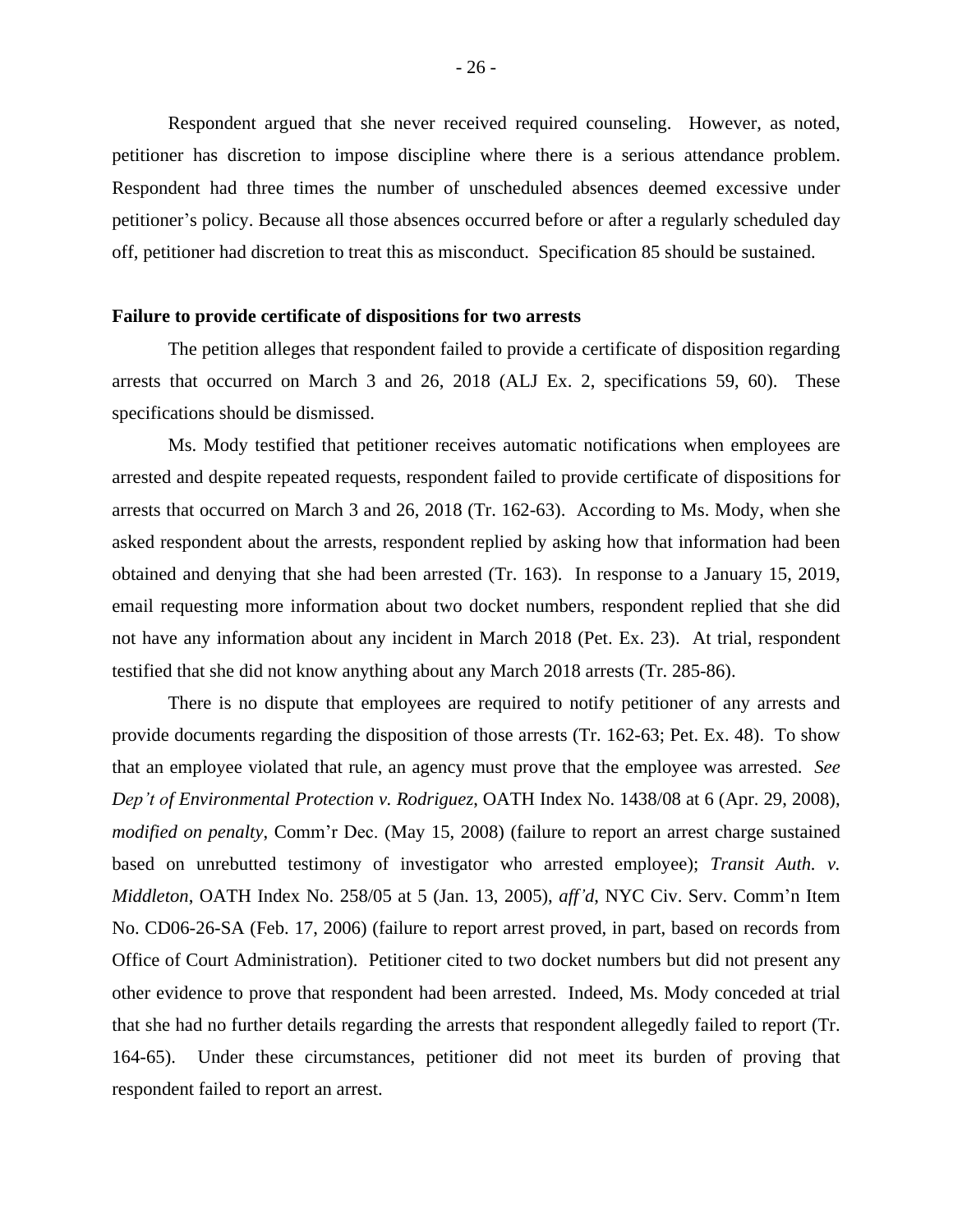Respondent argued that she never received required counseling. However, as noted, petitioner has discretion to impose discipline where there is a serious attendance problem. Respondent had three times the number of unscheduled absences deemed excessive under petitioner's policy. Because all those absences occurred before or after a regularly scheduled day off, petitioner had discretion to treat this as misconduct. Specification 85 should be sustained.

**Failure to provide certificate of dispositions for two arrests**

The petition alleges that respondent failed to provide a certificate of disposition regarding arrests that occurred on March 3 and 26, 2018 (ALJ Ex. 2, specifications 59, 60). These specifications should be dismissed.

Ms. Mody testified that petitioner receives automatic notifications when employees are arrested and despite repeated requests, respondent failed to provide certificate of dispositions for arrests that occurred on March 3 and 26, 2018 (Tr. 162-63). According to Ms. Mody, when she asked respondent about the arrests, respondent replied by asking how that information had been obtained and denying that she had been arrested (Tr. 163). In response to a January 15, 2019, email requesting more information about two docket numbers, respondent replied that she did not have any information about any incident in March 2018 (Pet. Ex. 23). At trial, respondent testified that she did not know anything about any March 2018 arrests (Tr. 285-86).

There is no dispute that employees are required to notify petitioner of any arrests and provide documents regarding the disposition of those arrests (Tr. 162-63; Pet. Ex. 48). To show that an employee violated that rule, an agency must prove that the employee was arrested. *See Dep't of Environmental Protection v. Rodriguez*, OATH Index No. 1438/08 at 6 (Apr. 29, 2008), *modified on penalty*, Comm'r Dec. (May 15, 2008) (failure to report an arrest charge sustained based on unrebutted testimony of investigator who arrested employee); *Transit Auth. v. Middleton*, OATH Index No. 258/05 at 5 (Jan. 13, 2005), *aff'd*, NYC Civ. Serv. Comm'n Item No. CD06-26-SA (Feb. 17, 2006) (failure to report arrest proved, in part, based on records from Office of Court Administration). Petitioner cited to two docket numbers but did not present any other evidence to prove that respondent had been arrested. Indeed, Ms. Mody conceded at trial that she had no further details regarding the arrests that respondent allegedly failed to report (Tr. 164-65). Under these circumstances, petitioner did not meet its burden of proving that respondent failed to report an arrest.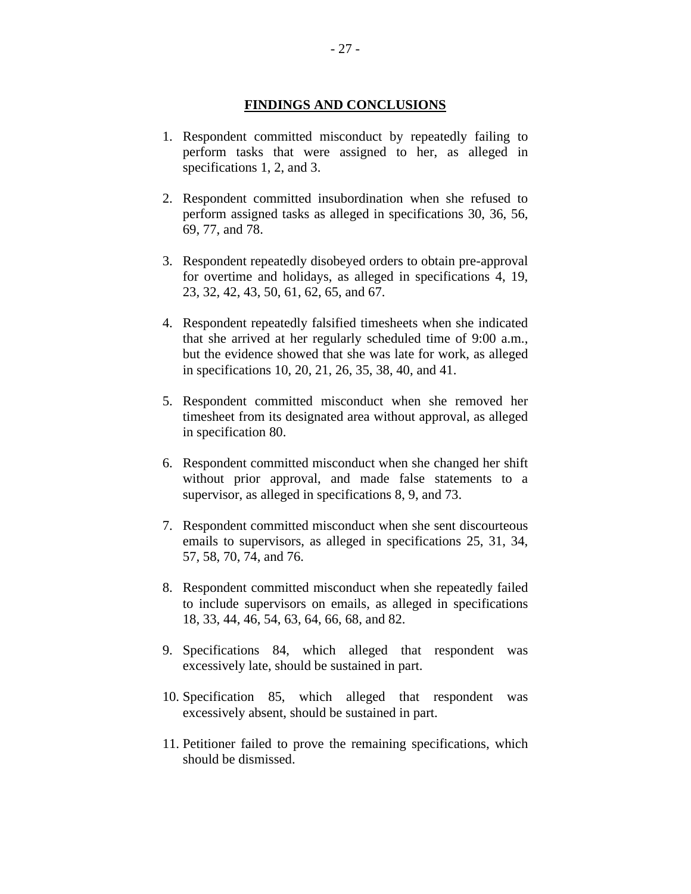## FINDINGS AND CONCLUSIONS

1. Respondent committed misconduct by repeatedly failing to perform tasks that were assigned to her, as alleged in specifications 1, 2, and 3.

2. Respondent committed insubordination when she refused to perform assigned tasks as alleged in specifications 30, 36, 56, 69, 77, and 78.

3. Respondent repeatedly disobeyed orders to obtain pre-approval for overtime and holidays, as alleged in specifications 4, 19, 23, 32, 42, 43, 50, 61, 62, 65, and 67.

4. Respondent repeatedly falsified timesheets when she indicated that she arrived at her regularly scheduled time of 9:00 a.m., but the evidence showed that she was late for work, as alleged in specifications 10, 20, 21, 26, 35, 38, 40, and 41.

5. Respondent committed misconduct when she removed her timesheet from its designated area without approval, as alleged in specification 80.

6. Respondent committed misconduct when she changed her shift without prior approval, and made false statements to a supervisor, as alleged in specifications 8, 9, and 73.

7. Respondent committed misconduct when she sent discourteous emails to supervisors, as alleged in specifications 25, 31, 34, 57, 58, 70, 74, and 76.

8. Respondent committed misconduct when she repeatedly failed to include supervisors on emails, as alleged in specifications 18, 33, 44, 46, 54, 63, 64, 66, 68, and 82.

9. Specifications 84, which alleged that respondent was excessively late, should be sustained in part.

10. Specification 85, which alleged that respondent was excessively absent, should be sustained in part.

11. Petitioner failed to prove the remaining specifications, which should be dismissed.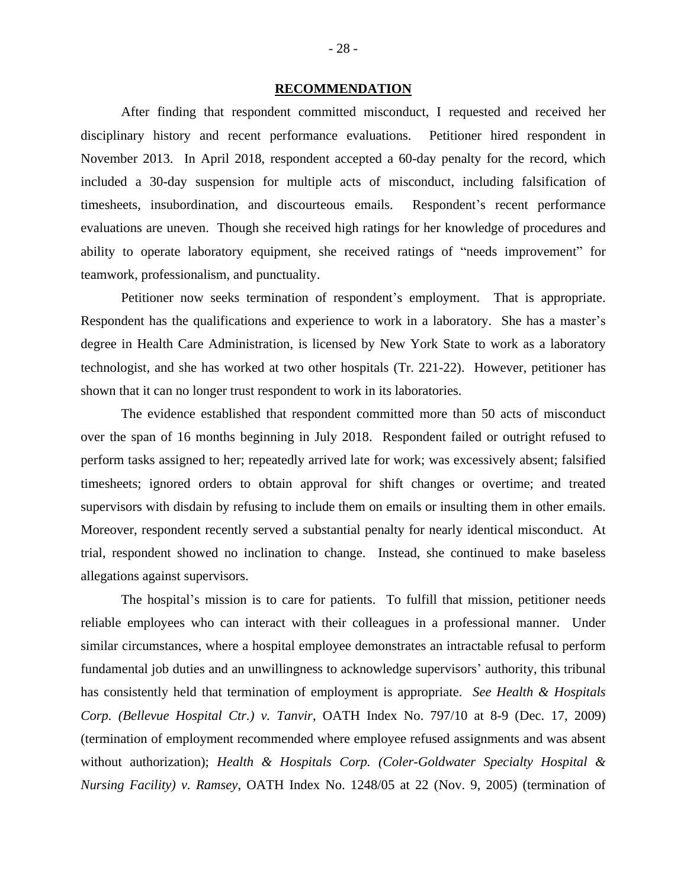**RECOMMENDATION**

After finding that respondent committed misconduct, I requested and received her disciplinary history and recent performance evaluations. Petitioner hired respondent in November 2013. In April 2018, respondent accepted a 60-day penalty for the record, which included a 30-day suspension for multiple acts of misconduct, including falsification of timesheets, insubordination, and discourteous emails. Respondent's recent performance evaluations are uneven. Though she received high ratings for her knowledge of procedures and ability to operate laboratory equipment, she received ratings of "needs improvement" for teamwork, professionalism, and punctuality.

Petitioner now seeks termination of respondent's employment. That is appropriate. Respondent has the qualifications and experience to work in a laboratory. She has a master's degree in Health Care Administration, is licensed by New York State to work as a laboratory technologist, and she has worked at two other hospitals (Tr. 221-22). However, petitioner has shown that it can no longer trust respondent to work in its laboratories.

The evidence established that respondent committed more than 50 acts of misconduct over the span of 16 months beginning in July 2018. Respondent failed or outright refused to perform tasks assigned to her; repeatedly arrived late for work; was excessively absent; falsified timesheets; ignored orders to obtain approval for shift changes or overtime; and treated supervisors with disdain by refusing to include them on emails or insulting them in other emails. Moreover, respondent recently served a substantial penalty for nearly identical misconduct. At trial, respondent showed no inclination to change. Instead, she continued to make baseless allegations against supervisors.

The hospital's mission is to care for patients. To fulfill that mission, petitioner needs reliable employees who can interact with their colleagues in a professional manner. Under similar circumstances, where a hospital employee demonstrates an intractable refusal to perform fundamental job duties and an unwillingness to acknowledge supervisors' authority, this tribunal has consistently held that termination of employment is appropriate. *See Health & Hospitals Corp. (Bellevue Hospital Ctr.) v. Tanvir*, OATH Index No. 797/10 at 8-9 (Dec. 17, 2009) (termination of employment recommended where employee refused assignments and was absent without authorization); *Health & Hospitals Corp. (Coler-Goldwater Specialty Hospital & Nursing Facility) v. Ramsey*, OATH Index No. 1248/05 at 22 (Nov. 9, 2005) (termination of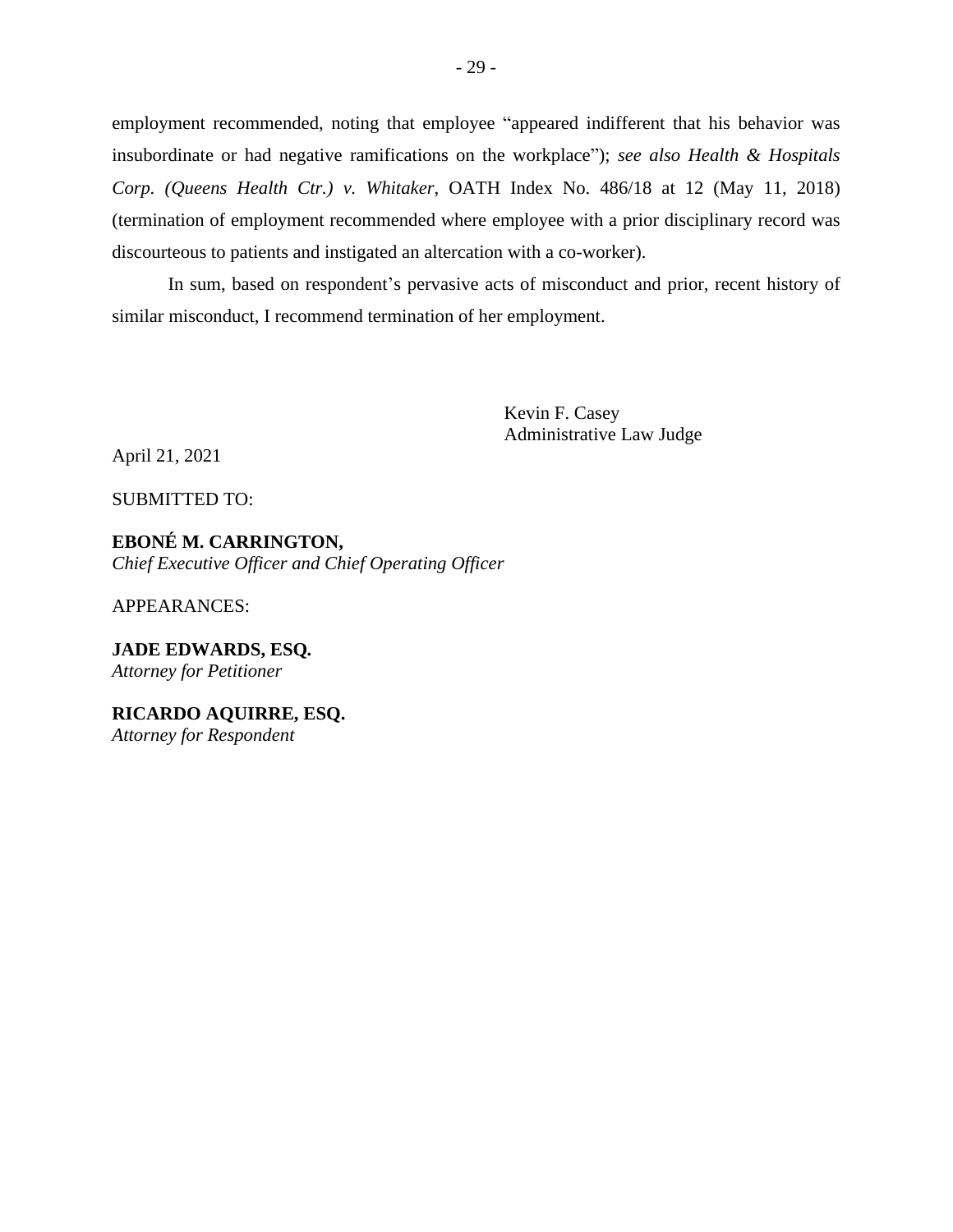employment recommended, noting that employee "appeared indifferent that his behavior was insubordinate or had negative ramifications on the workplace"); *see also Health & Hospitals Corp. (Queens Health Ctr.) v. Whitaker*, OATH Index No. 486/18 at 12 (May 11, 2018) (termination of employment recommended where employee with a prior disciplinary record was discourteous to patients and instigated an altercation with a co-worker).

In sum, based on respondent's pervasive acts of misconduct and prior, recent history of similar misconduct, I recommend termination of her employment.

Kevin F. Casey
Administrative Law Judge

April 21, 2021

SUBMITTED TO:

**EBONÉ M. CARRINGTON,**
*Chief Executive Officer and Chief Operating Officer*

APPEARANCES:

**JADE EDWARDS, ESQ.**
*Attorney for Petitioner*

**RICARDO AQUIRRE, ESQ.**
*Attorney for Respondent*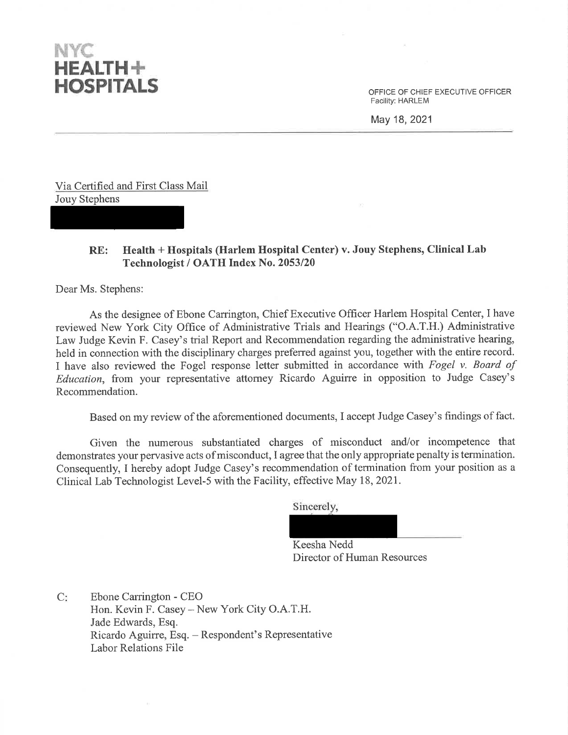# NYC HEALTH + HOSPITALS

OFFICE OF CHIEF EXECUTIVE OFFICER
Facility: HARLEM

May 18, 2021

Via Certified and First Class Mail
Jouy Stephens

**RE: Health + Hospitals (Harlem Hospital Center) v. Jouy Stephens, Clinical Lab Technologist / OATH Index No. 2053/20**

Dear Ms. Stephens:

As the designee of Ebone Carrington, Chief Executive Officer Harlem Hospital Center, I have reviewed New York City Office of Administrative Trials and Hearings ("O.A.T.H.) Administrative Law Judge Kevin F. Casey's trial Report and Recommendation regarding the administrative hearing, held in connection with the disciplinary charges preferred against you, together with the entire record. I have also reviewed the Fogel response letter submitted in accordance with *Fogel v. Board of Education*, from your representative attorney Ricardo Aguirre in opposition to Judge Casey's Recommendation.

Based on my review of the aforementioned documents, I accept Judge Casey's findings of fact.

Given the numerous substantiated charges of misconduct and/or incompetence that demonstrates your pervasive acts of misconduct, I agree that the only appropriate penalty is termination. Consequently, I hereby adopt Judge Casey's recommendation of termination from your position as a Clinical Lab Technologist Level-5 with the Facility, effective May 18, 2021.

Sincerely,

Keesha Nedd
Director of Human Resources

C: Ebone Carrington - CEO
Hon. Kevin F. Casey – New York City O.A.T.H.
Jade Edwards, Esq.
Ricardo Aguirre, Esq. – Respondent's Representative
Labor Relations File